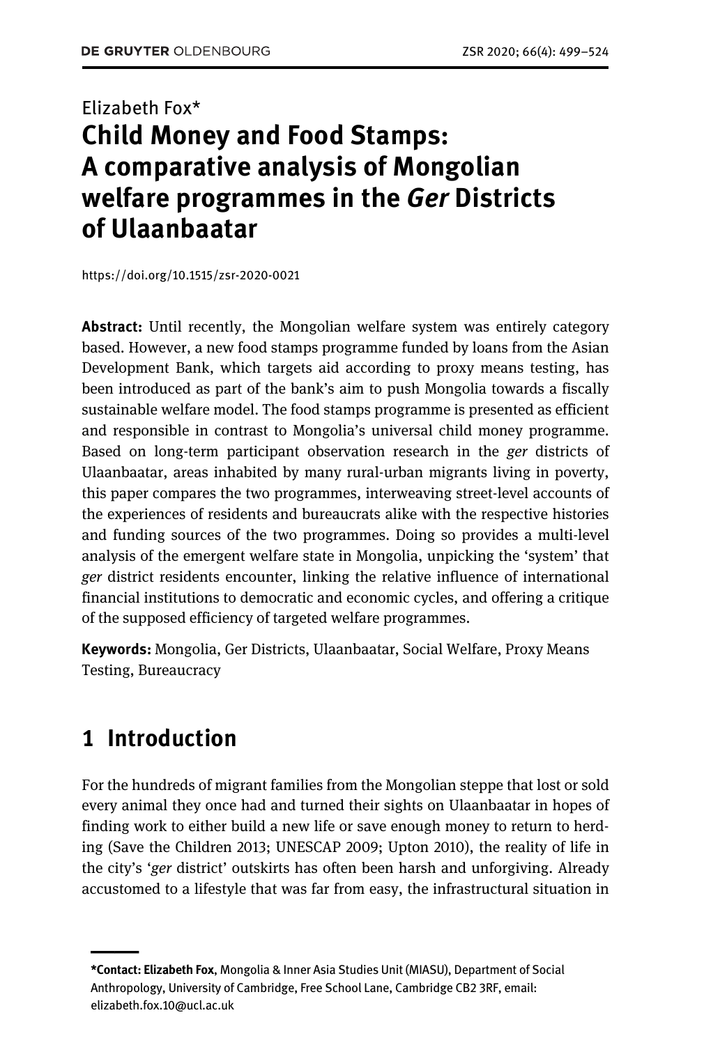Elizabeth Fox*

# Child Money and Food Stamps: A comparative analysis of Mongolian welfare programmes in the *Ger* Districts of Ulaanbaatar

https://doi.org/10.1515/zsr-2020-0021

**Abstract:** Until recently, the Mongolian welfare system was entirely category based. However, a new food stamps programme funded by loans from the Asian Development Bank, which targets aid according to proxy means testing, has been introduced as part of the bank's aim to push Mongolia towards a fiscally sustainable welfare model. The food stamps programme is presented as efficient and responsible in contrast to Mongolia's universal child money programme. Based on long-term participant observation research in the *ger* districts of Ulaanbaatar, areas inhabited by many rural-urban migrants living in poverty, this paper compares the two programmes, interweaving street-level accounts of the experiences of residents and bureaucrats alike with the respective histories and funding sources of the two programmes. Doing so provides a multi-level analysis of the emergent welfare state in Mongolia, unpicking the 'system' that *ger* district residents encounter, linking the relative influence of international financial institutions to democratic and economic cycles, and offering a critique of the supposed efficiency of targeted welfare programmes.

**Keywords:** Mongolia, Ger Districts, Ulaanbaatar, Social Welfare, Proxy Means Testing, Bureaucracy

## 1 Introduction

For the hundreds of migrant families from the Mongolian steppe that lost or sold every animal they once had and turned their sights on Ulaanbaatar in hopes of finding work to either build a new life or save enough money to return to herding (Save the Children 2013; UNESCAP 2009; Upton 2010), the reality of life in the city's '*ger* district' outskirts has often been harsh and unforgiving. Already accustomed to a lifestyle that was far from easy, the infrastructural situation in

---

***Contact: Elizabeth Fox**, Mongolia & Inner Asia Studies Unit (MIASU), Department of Social Anthropology, University of Cambridge, Free School Lane, Cambridge CB2 3RF, email: elizabeth.fox.10@ucl.ac.uk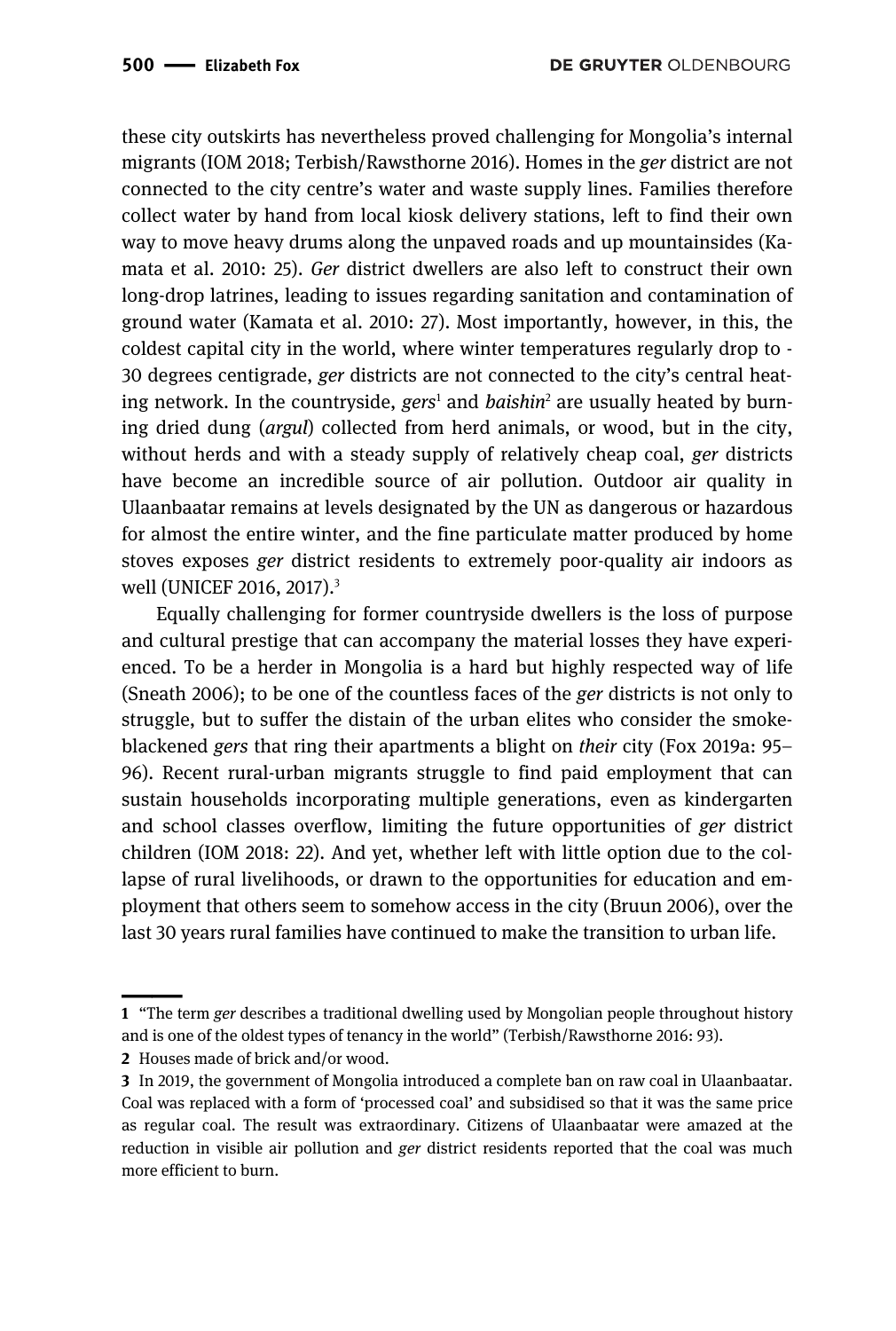these city outskirts has nevertheless proved challenging for Mongolia's internal migrants (IOM 2018; Terbish/Rawsthorne 2016). Homes in the *ger* district are not connected to the city centre's water and waste supply lines. Families therefore collect water by hand from local kiosk delivery stations, left to find their own way to move heavy drums along the unpaved roads and up mountainsides (Kamata et al. 2010: 25). *Ger* district dwellers are also left to construct their own long-drop latrines, leading to issues regarding sanitation and contamination of ground water (Kamata et al. 2010: 27). Most importantly, however, in this, the coldest capital city in the world, where winter temperatures regularly drop to -30 degrees centigrade, *ger* districts are not connected to the city's central heating network. In the countryside, *gers*[1] and *baishin*[2] are usually heated by burning dried dung (*argul*) collected from herd animals, or wood, but in the city, without herds and with a steady supply of relatively cheap coal, *ger* districts have become an incredible source of air pollution. Outdoor air quality in Ulaanbaatar remains at levels designated by the UN as dangerous or hazardous for almost the entire winter, and the fine particulate matter produced by home stoves exposes *ger* district residents to extremely poor-quality air indoors as well (UNICEF 2016, 2017).[3]

Equally challenging for former countryside dwellers is the loss of purpose and cultural prestige that can accompany the material losses they have experienced. To be a herder in Mongolia is a hard but highly respected way of life (Sneath 2006); to be one of the countless faces of the *ger* districts is not only to struggle, but to suffer the distain of the urban elites who consider the smoke-blackened *gers* that ring their apartments a blight on *their* city (Fox 2019a: 95–96). Recent rural-urban migrants struggle to find paid employment that can sustain households incorporating multiple generations, even as kindergarten and school classes overflow, limiting the future opportunities of *ger* district children (IOM 2018: 22). And yet, whether left with little option due to the collapse of rural livelihoods, or drawn to the opportunities for education and employment that others seem to somehow access in the city (Bruun 2006), over the last 30 years rural families have continued to make the transition to urban life.

---

**1** "The term *ger* describes a traditional dwelling used by Mongolian people throughout history and is one of the oldest types of tenancy in the world" (Terbish/Rawsthorne 2016: 93).

**2** Houses made of brick and/or wood.

**3** In 2019, the government of Mongolia introduced a complete ban on raw coal in Ulaanbaatar. Coal was replaced with a form of 'processed coal' and subsidised so that it was the same price as regular coal. The result was extraordinary. Citizens of Ulaanbaatar were amazed at the reduction in visible air pollution and *ger* district residents reported that the coal was much more efficient to burn.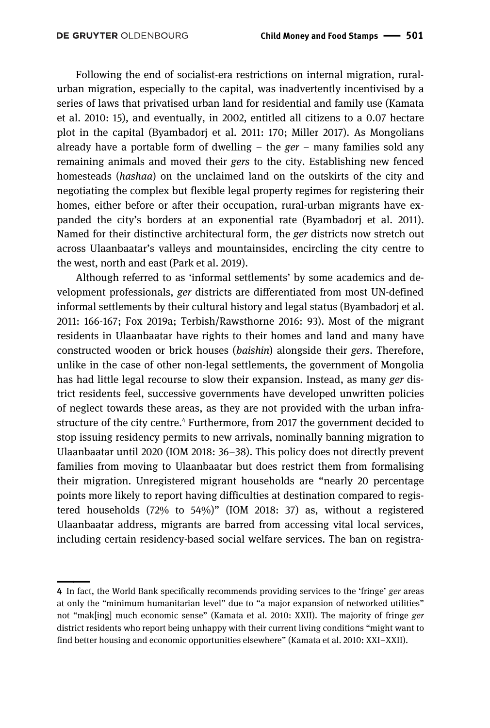Following the end of socialist-era restrictions on internal migration, rural-urban migration, especially to the capital, was inadvertently incentivised by a series of laws that privatised urban land for residential and family use (Kamata et al. 2010: 15), and eventually, in 2002, entitled all citizens to a 0.07 hectare plot in the capital (Byambadorj et al. 2011: 170; Miller 2017). As Mongolians already have a portable form of dwelling – the *ger* – many families sold any remaining animals and moved their *gers* to the city. Establishing new fenced homesteads (*hashaa*) on the unclaimed land on the outskirts of the city and negotiating the complex but flexible legal property regimes for registering their homes, either before or after their occupation, rural-urban migrants have expanded the city's borders at an exponential rate (Byambadorj et al. 2011). Named for their distinctive architectural form, the *ger* districts now stretch out across Ulaanbaatar's valleys and mountainsides, encircling the city centre to the west, north and east (Park et al. 2019).

Although referred to as 'informal settlements' by some academics and development professionals, *ger* districts are differentiated from most UN-defined informal settlements by their cultural history and legal status (Byambadorj et al. 2011: 166-167; Fox 2019a; Terbish/Rawsthorne 2016: 93). Most of the migrant residents in Ulaanbaatar have rights to their homes and land and many have constructed wooden or brick houses (*baishin*) alongside their *gers*. Therefore, unlike in the case of other non-legal settlements, the government of Mongolia has had little legal recourse to slow their expansion. Instead, as many *ger* district residents feel, successive governments have developed unwritten policies of neglect towards these areas, as they are not provided with the urban infrastructure of the city centre.[4] Furthermore, from 2017 the government decided to stop issuing residency permits to new arrivals, nominally banning migration to Ulaanbaatar until 2020 (IOM 2018: 36–38). This policy does not directly prevent families from moving to Ulaanbaatar but does restrict them from formalising their migration. Unregistered migrant households are "nearly 20 percentage points more likely to report having difficulties at destination compared to registered households (72% to 54%)" (IOM 2018: 37) as, without a registered Ulaanbaatar address, migrants are barred from accessing vital local services, including certain residency-based social welfare services. The ban on registra-

---

4 In fact, the World Bank specifically recommends providing services to the 'fringe' *ger* areas at only the "minimum humanitarian level" due to "a major expansion of networked utilities" not "mak[ing] much economic sense" (Kamata et al. 2010: XXII). The majority of fringe *ger* district residents who report being unhappy with their current living conditions "might want to find better housing and economic opportunities elsewhere" (Kamata et al. 2010: XXI–XXII).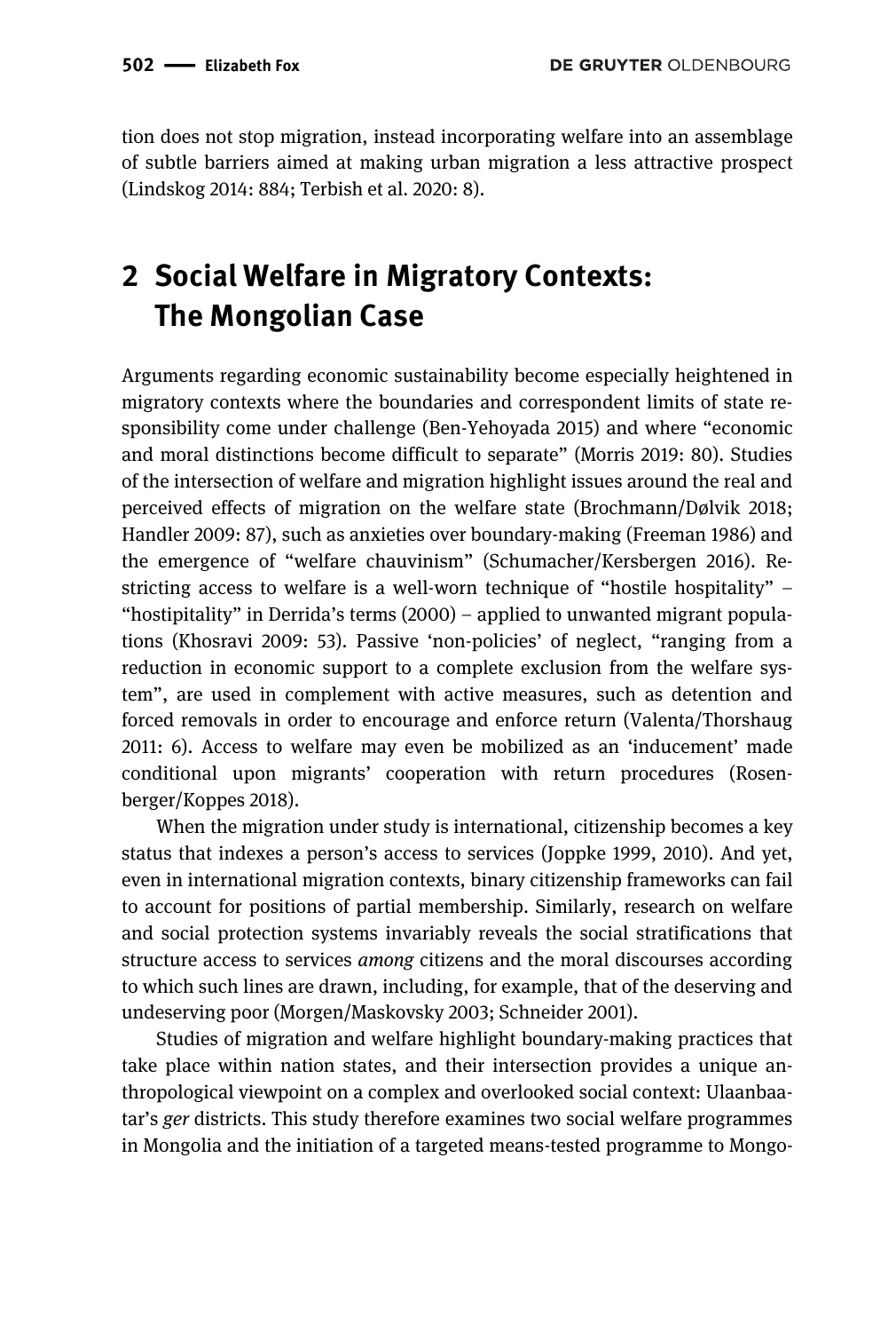tion does not stop migration, instead incorporating welfare into an assemblage of subtle barriers aimed at making urban migration a less attractive prospect (Lindskog 2014: 884; Terbish et al. 2020: 8).

## 2 Social Welfare in Migratory Contexts: The Mongolian Case

Arguments regarding economic sustainability become especially heightened in migratory contexts where the boundaries and correspondent limits of state responsibility come under challenge (Ben-Yehoyada 2015) and where "economic and moral distinctions become difficult to separate" (Morris 2019: 80). Studies of the intersection of welfare and migration highlight issues around the real and perceived effects of migration on the welfare state (Brochmann/Dølvik 2018; Handler 2009: 87), such as anxieties over boundary-making (Freeman 1986) and the emergence of "welfare chauvinism" (Schumacher/Kersbergen 2016). Restricting access to welfare is a well-worn technique of "hostile hospitality" – "hostipitality" in Derrida's terms (2000) – applied to unwanted migrant populations (Khosravi 2009: 53). Passive 'non-policies' of neglect, "ranging from a reduction in economic support to a complete exclusion from the welfare system", are used in complement with active measures, such as detention and forced removals in order to encourage and enforce return (Valenta/Thorshaug 2011: 6). Access to welfare may even be mobilized as an 'inducement' made conditional upon migrants' cooperation with return procedures (Rosenberger/Koppes 2018).

When the migration under study is international, citizenship becomes a key status that indexes a person's access to services (Joppke 1999, 2010). And yet, even in international migration contexts, binary citizenship frameworks can fail to account for positions of partial membership. Similarly, research on welfare and social protection systems invariably reveals the social stratifications that structure access to services *among* citizens and the moral discourses according to which such lines are drawn, including, for example, that of the deserving and undeserving poor (Morgen/Maskovsky 2003; Schneider 2001).

Studies of migration and welfare highlight boundary-making practices that take place within nation states, and their intersection provides a unique anthropological viewpoint on a complex and overlooked social context: Ulaanbaatar's *ger* districts. This study therefore examines two social welfare programmes in Mongolia and the initiation of a targeted means-tested programme to Mongo-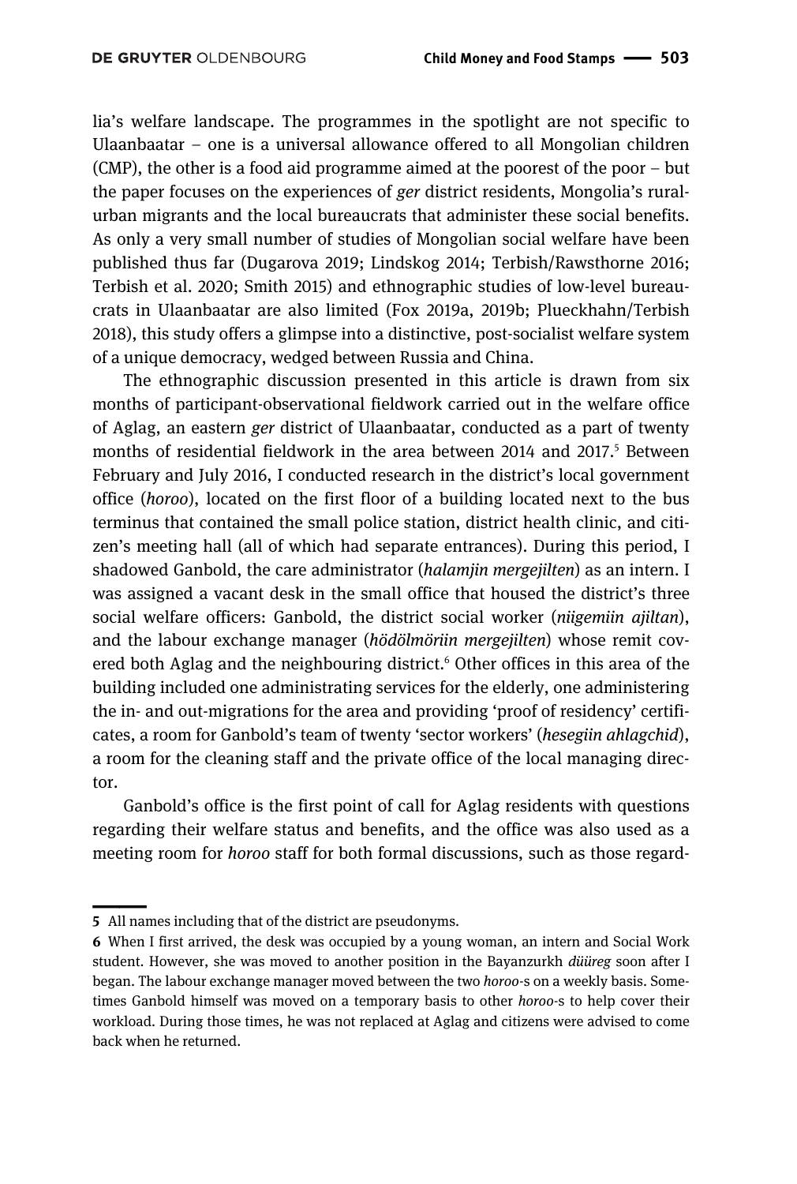lia's welfare landscape. The programmes in the spotlight are not specific to Ulaanbaatar – one is a universal allowance offered to all Mongolian children (CMP), the other is a food aid programme aimed at the poorest of the poor – but the paper focuses on the experiences of *ger* district residents, Mongolia's rural-urban migrants and the local bureaucrats that administer these social benefits. As only a very small number of studies of Mongolian social welfare have been published thus far (Dugarova 2019; Lindskog 2014; Terbish/Rawsthorne 2016; Terbish et al. 2020; Smith 2015) and ethnographic studies of low-level bureaucrats in Ulaanbaatar are also limited (Fox 2019a, 2019b; Plueckhahn/Terbish 2018), this study offers a glimpse into a distinctive, post-socialist welfare system of a unique democracy, wedged between Russia and China.

The ethnographic discussion presented in this article is drawn from six months of participant-observational fieldwork carried out in the welfare office of Aglag, an eastern *ger* district of Ulaanbaatar, conducted as a part of twenty months of residential fieldwork in the area between 2014 and 2017.[5] Between February and July 2016, I conducted research in the district's local government office (*horoo*), located on the first floor of a building located next to the bus terminus that contained the small police station, district health clinic, and citizen's meeting hall (all of which had separate entrances). During this period, I shadowed Ganbold, the care administrator (*halamjin mergejilten*) as an intern. I was assigned a vacant desk in the small office that housed the district's three social welfare officers: Ganbold, the district social worker (*niigemiin ajiltan*), and the labour exchange manager (*hödölmöriin mergejilten*) whose remit covered both Aglag and the neighbouring district.[6] Other offices in this area of the building included one administrating services for the elderly, one administering the in- and out-migrations for the area and providing 'proof of residency' certificates, a room for Ganbold's team of twenty 'sector workers' (*hesegiin ahlagchid*), a room for the cleaning staff and the private office of the local managing director.

Ganbold's office is the first point of call for Aglag residents with questions regarding their welfare status and benefits, and the office was also used as a meeting room for *horoo* staff for both formal discussions, such as those regard-

---

**5** All names including that of the district are pseudonyms.

**6** When I first arrived, the desk was occupied by a young woman, an intern and Social Work student. However, she was moved to another position in the Bayanzurkh *düüreg* soon after I began. The labour exchange manager moved between the two *horoo*-s on a weekly basis. Sometimes Ganbold himself was moved on a temporary basis to other *horoo*-s to help cover their workload. During those times, he was not replaced at Aglag and citizens were advised to come back when he returned.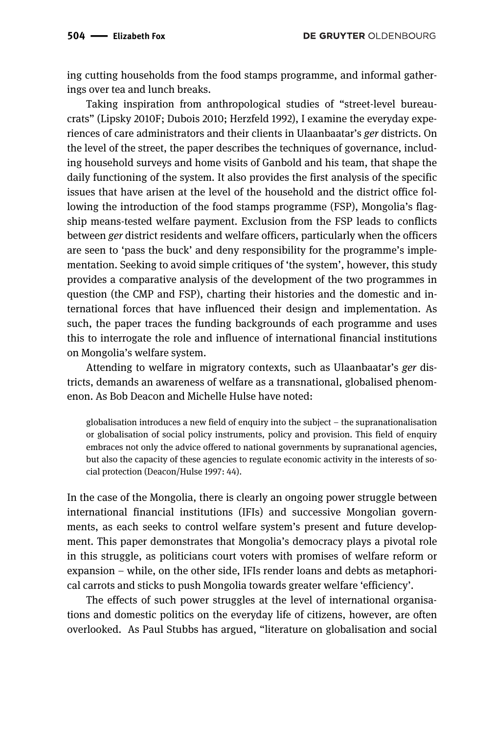ing cutting households from the food stamps programme, and informal gatherings over tea and lunch breaks.

Taking inspiration from anthropological studies of "street-level bureaucrats" (Lipsky 2010F; Dubois 2010; Herzfeld 1992), I examine the everyday experiences of care administrators and their clients in Ulaanbaatar's *ger* districts. On the level of the street, the paper describes the techniques of governance, including household surveys and home visits of Ganbold and his team, that shape the daily functioning of the system. It also provides the first analysis of the specific issues that have arisen at the level of the household and the district office following the introduction of the food stamps programme (FSP), Mongolia's flagship means-tested welfare payment. Exclusion from the FSP leads to conflicts between *ger* district residents and welfare officers, particularly when the officers are seen to 'pass the buck' and deny responsibility for the programme's implementation. Seeking to avoid simple critiques of 'the system', however, this study provides a comparative analysis of the development of the two programmes in question (the CMP and FSP), charting their histories and the domestic and international forces that have influenced their design and implementation. As such, the paper traces the funding backgrounds of each programme and uses this to interrogate the role and influence of international financial institutions on Mongolia's welfare system.

Attending to welfare in migratory contexts, such as Ulaanbaatar's *ger* districts, demands an awareness of welfare as a transnational, globalised phenomenon. As Bob Deacon and Michelle Hulse have noted:

> globalisation introduces a new field of enquiry into the subject – the supranationalisation or globalisation of social policy instruments, policy and provision. This field of enquiry embraces not only the advice offered to national governments by supranational agencies, but also the capacity of these agencies to regulate economic activity in the interests of social protection (Deacon/Hulse 1997: 44).

In the case of the Mongolia, there is clearly an ongoing power struggle between international financial institutions (IFIs) and successive Mongolian governments, as each seeks to control welfare system's present and future development. This paper demonstrates that Mongolia's democracy plays a pivotal role in this struggle, as politicians court voters with promises of welfare reform or expansion – while, on the other side, IFIs render loans and debts as metaphorical carrots and sticks to push Mongolia towards greater welfare 'efficiency'.

The effects of such power struggles at the level of international organisations and domestic politics on the everyday life of citizens, however, are often overlooked. As Paul Stubbs has argued, "literature on globalisation and social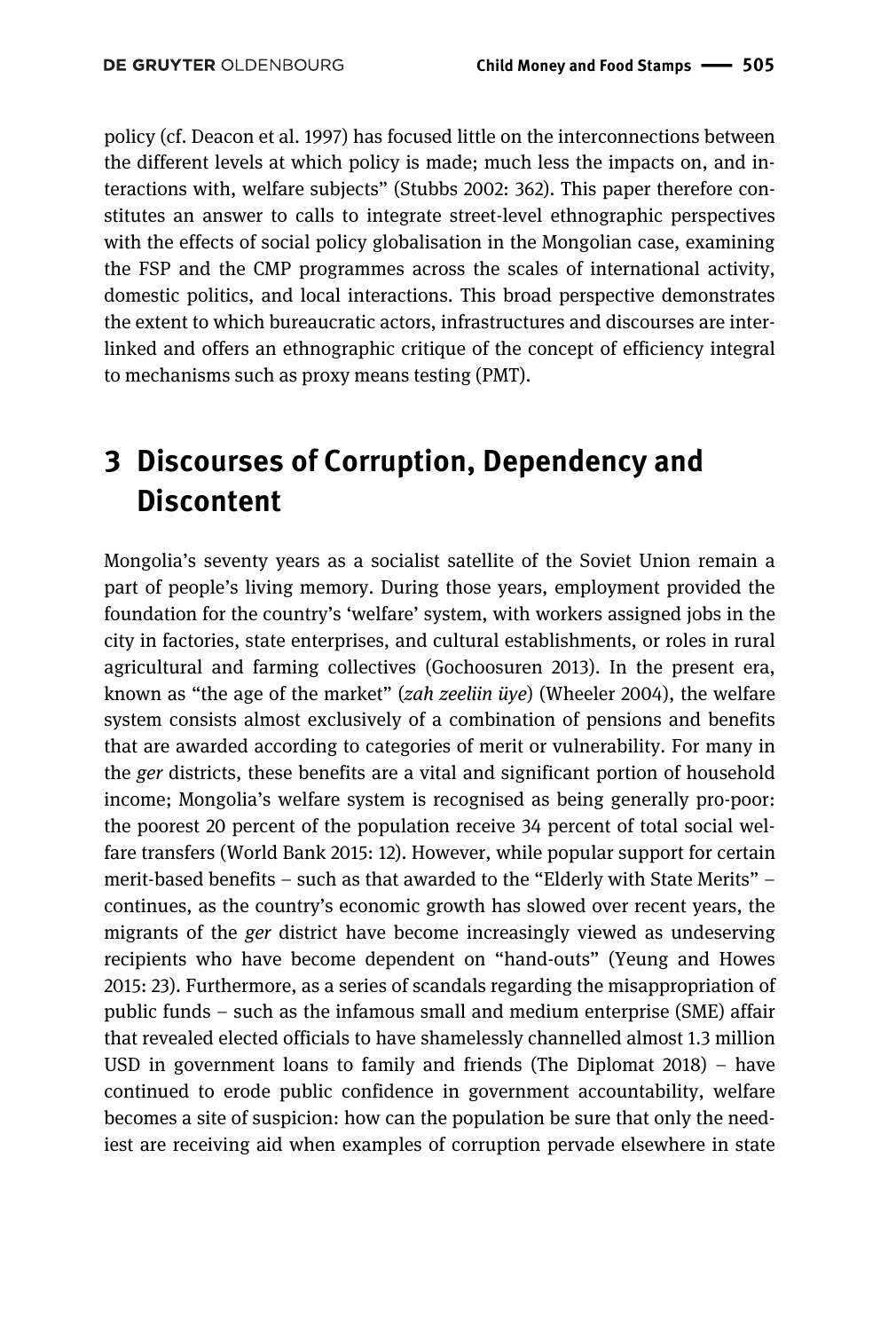policy (cf. Deacon et al. 1997) has focused little on the interconnections between the different levels at which policy is made; much less the impacts on, and interactions with, welfare subjects" (Stubbs 2002: 362). This paper therefore constitutes an answer to calls to integrate street-level ethnographic perspectives with the effects of social policy globalisation in the Mongolian case, examining the FSP and the CMP programmes across the scales of international activity, domestic politics, and local interactions. This broad perspective demonstrates the extent to which bureaucratic actors, infrastructures and discourses are interlinked and offers an ethnographic critique of the concept of efficiency integral to mechanisms such as proxy means testing (PMT).

## 3 Discourses of Corruption, Dependency and Discontent

Mongolia's seventy years as a socialist satellite of the Soviet Union remain a part of people's living memory. During those years, employment provided the foundation for the country's 'welfare' system, with workers assigned jobs in the city in factories, state enterprises, and cultural establishments, or roles in rural agricultural and farming collectives (Gochoosuren 2013). In the present era, known as "the age of the market" (*zah zeeliin üye*) (Wheeler 2004), the welfare system consists almost exclusively of a combination of pensions and benefits that are awarded according to categories of merit or vulnerability. For many in the *ger* districts, these benefits are a vital and significant portion of household income; Mongolia's welfare system is recognised as being generally pro-poor: the poorest 20 percent of the population receive 34 percent of total social welfare transfers (World Bank 2015: 12). However, while popular support for certain merit-based benefits – such as that awarded to the "Elderly with State Merits" – continues, as the country's economic growth has slowed over recent years, the migrants of the *ger* district have become increasingly viewed as undeserving recipients who have become dependent on "hand-outs" (Yeung and Howes 2015: 23). Furthermore, as a series of scandals regarding the misappropriation of public funds – such as the infamous small and medium enterprise (SME) affair that revealed elected officials to have shamelessly channelled almost 1.3 million USD in government loans to family and friends (The Diplomat 2018) – have continued to erode public confidence in government accountability, welfare becomes a site of suspicion: how can the population be sure that only the neediest are receiving aid when examples of corruption pervade elsewhere in state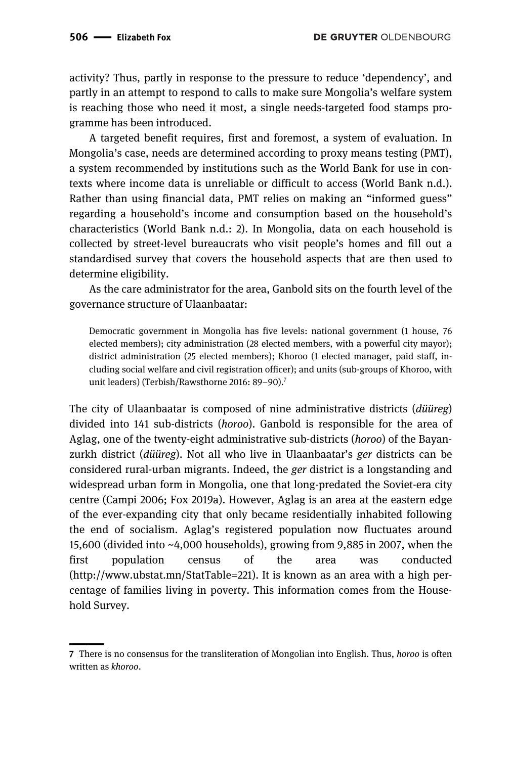activity? Thus, partly in response to the pressure to reduce 'dependency', and partly in an attempt to respond to calls to make sure Mongolia's welfare system is reaching those who need it most, a single needs-targeted food stamps programme has been introduced.

A targeted benefit requires, first and foremost, a system of evaluation. In Mongolia's case, needs are determined according to proxy means testing (PMT), a system recommended by institutions such as the World Bank for use in contexts where income data is unreliable or difficult to access (World Bank n.d.). Rather than using financial data, PMT relies on making an "informed guess" regarding a household's income and consumption based on the household's characteristics (World Bank n.d.: 2). In Mongolia, data on each household is collected by street-level bureaucrats who visit people's homes and fill out a standardised survey that covers the household aspects that are then used to determine eligibility.

As the care administrator for the area, Ganbold sits on the fourth level of the governance structure of Ulaanbaatar:

> Democratic government in Mongolia has five levels: national government (1 house, 76 elected members); city administration (28 elected members, with a powerful city mayor); district administration (25 elected members); Khoroo (1 elected manager, paid staff, including social welfare and civil registration officer); and units (sub-groups of Khoroo, with unit leaders) (Terbish/Rawsthorne 2016: 89–90).[7]

The city of Ulaanbaatar is composed of nine administrative districts (*düüreg*) divided into 141 sub-districts (*horoo*). Ganbold is responsible for the area of Aglag, one of the twenty-eight administrative sub-districts (*horoo*) of the Bayanzurkh district (*düüreg*). Not all who live in Ulaanbaatar's *ger* districts can be considered rural-urban migrants. Indeed, the *ger* district is a longstanding and widespread urban form in Mongolia, one that long-predated the Soviet-era city centre (Campi 2006; Fox 2019a). However, Aglag is an area at the eastern edge of the ever-expanding city that only became residentially inhabited following the end of socialism. Aglag's registered population now fluctuates around 15,600 (divided into ~4,000 households), growing from 9,885 in 2007, when the first population census of the area was conducted (http://www.ubstat.mn/StatTable=221). It is known as an area with a high percentage of families living in poverty. This information comes from the Household Survey.

---

7 There is no consensus for the transliteration of Mongolian into English. Thus, *horoo* is often written as *khoroo*.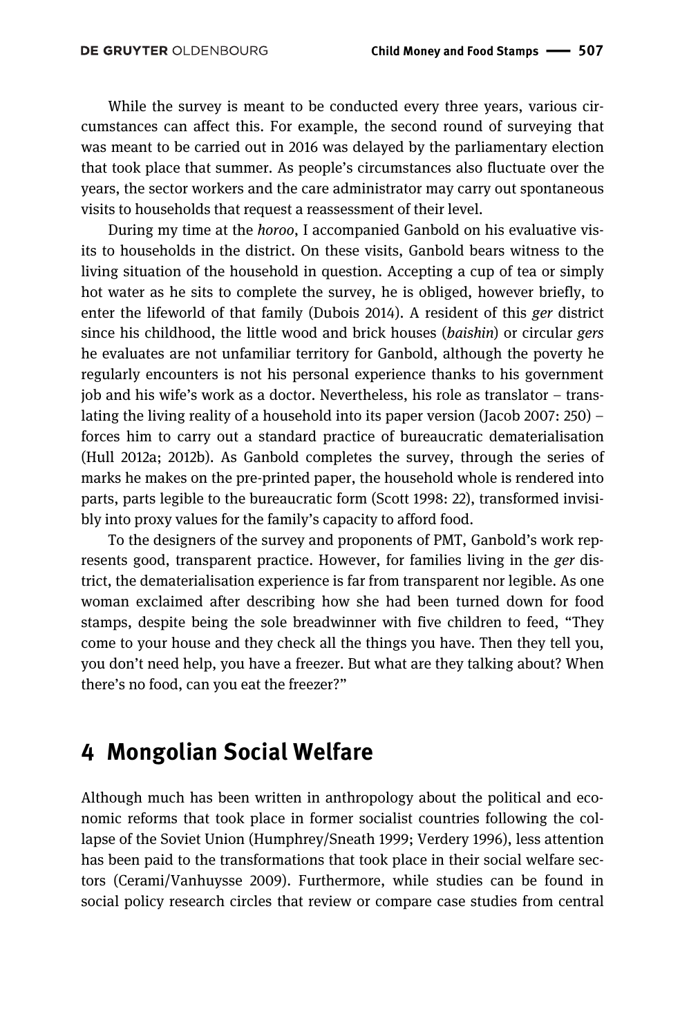While the survey is meant to be conducted every three years, various circumstances can affect this. For example, the second round of surveying that was meant to be carried out in 2016 was delayed by the parliamentary election that took place that summer. As people's circumstances also fluctuate over the years, the sector workers and the care administrator may carry out spontaneous visits to households that request a reassessment of their level.

During my time at the *horoo*, I accompanied Ganbold on his evaluative visits to households in the district. On these visits, Ganbold bears witness to the living situation of the household in question. Accepting a cup of tea or simply hot water as he sits to complete the survey, he is obliged, however briefly, to enter the lifeworld of that family (Dubois 2014). A resident of this *ger* district since his childhood, the little wood and brick houses (*baishin*) or circular *gers* he evaluates are not unfamiliar territory for Ganbold, although the poverty he regularly encounters is not his personal experience thanks to his government job and his wife's work as a doctor. Nevertheless, his role as translator – translating the living reality of a household into its paper version (Jacob 2007: 250) – forces him to carry out a standard practice of bureaucratic dematerialisation (Hull 2012a; 2012b). As Ganbold completes the survey, through the series of marks he makes on the pre-printed paper, the household whole is rendered into parts, parts legible to the bureaucratic form (Scott 1998: 22), transformed invisibly into proxy values for the family's capacity to afford food.

To the designers of the survey and proponents of PMT, Ganbold's work represents good, transparent practice. However, for families living in the *ger* district, the dematerialisation experience is far from transparent nor legible. As one woman exclaimed after describing how she had been turned down for food stamps, despite being the sole breadwinner with five children to feed, "They come to your house and they check all the things you have. Then they tell you, you don't need help, you have a freezer. But what are they talking about? When there's no food, can you eat the freezer?"

# 4 Mongolian Social Welfare

Although much has been written in anthropology about the political and economic reforms that took place in former socialist countries following the collapse of the Soviet Union (Humphrey/Sneath 1999; Verdery 1996), less attention has been paid to the transformations that took place in their social welfare sectors (Cerami/Vanhuysse 2009). Furthermore, while studies can be found in social policy research circles that review or compare case studies from central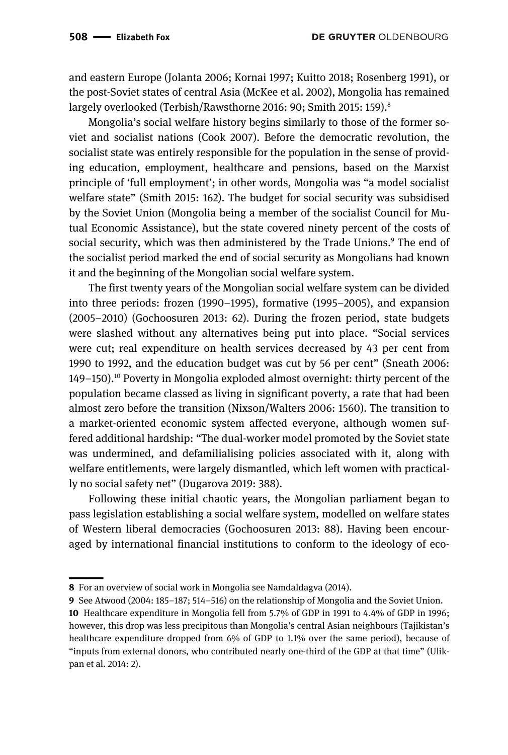and eastern Europe (Jolanta 2006; Kornai 1997; Kuitto 2018; Rosenberg 1991), or the post-Soviet states of central Asia (McKee et al. 2002), Mongolia has remained largely overlooked (Terbish/Rawsthorne 2016: 90; Smith 2015: 159).[8]

Mongolia's social welfare history begins similarly to those of the former soviet and socialist nations (Cook 2007). Before the democratic revolution, the socialist state was entirely responsible for the population in the sense of providing education, employment, healthcare and pensions, based on the Marxist principle of 'full employment'; in other words, Mongolia was "a model socialist welfare state" (Smith 2015: 162). The budget for social security was subsidised by the Soviet Union (Mongolia being a member of the socialist Council for Mutual Economic Assistance), but the state covered ninety percent of the costs of social security, which was then administered by the Trade Unions.[9] The end of the socialist period marked the end of social security as Mongolians had known it and the beginning of the Mongolian social welfare system.

The first twenty years of the Mongolian social welfare system can be divided into three periods: frozen (1990–1995), formative (1995–2005), and expansion (2005–2010) (Gochoosuren 2013: 62). During the frozen period, state budgets were slashed without any alternatives being put into place. "Social services were cut; real expenditure on health services decreased by 43 per cent from 1990 to 1992, and the education budget was cut by 56 per cent" (Sneath 2006: 149–150).[10] Poverty in Mongolia exploded almost overnight: thirty percent of the population became classed as living in significant poverty, a rate that had been almost zero before the transition (Nixson/Walters 2006: 1560). The transition to a market-oriented economic system affected everyone, although women suffered additional hardship: "The dual-worker model promoted by the Soviet state was undermined, and defamilialising policies associated with it, along with welfare entitlements, were largely dismantled, which left women with practically no social safety net" (Dugarova 2019: 388).

Following these initial chaotic years, the Mongolian parliament began to pass legislation establishing a social welfare system, modelled on welfare states of Western liberal democracies (Gochoosuren 2013: 88). Having been encouraged by international financial institutions to conform to the ideology of eco-

---

8 For an overview of social work in Mongolia see Namdaldagva (2014).

9 See Atwood (2004: 185–187; 514–516) on the relationship of Mongolia and the Soviet Union.

10 Healthcare expenditure in Mongolia fell from 5.7% of GDP in 1991 to 4.4% of GDP in 1996; however, this drop was less precipitous than Mongolia's central Asian neighbours (Tajikistan's healthcare expenditure dropped from 6% of GDP to 1.1% over the same period), because of "inputs from external donors, who contributed nearly one-third of the GDP at that time" (Ulikpan et al. 2014: 2).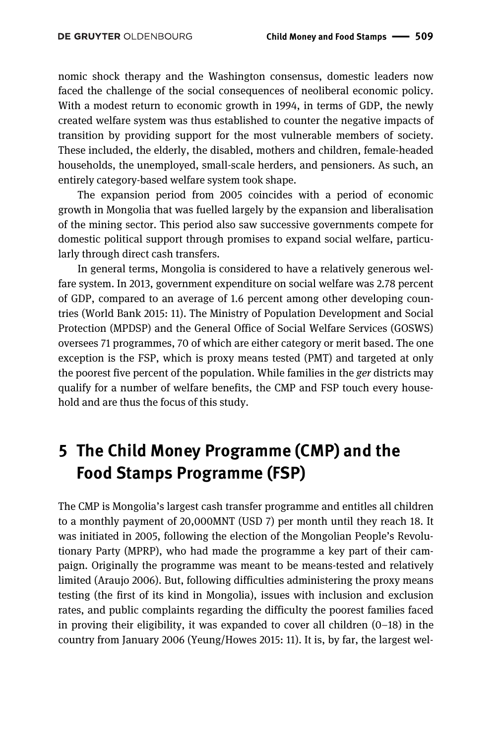nomic shock therapy and the Washington consensus, domestic leaders now faced the challenge of the social consequences of neoliberal economic policy. With a modest return to economic growth in 1994, in terms of GDP, the newly created welfare system was thus established to counter the negative impacts of transition by providing support for the most vulnerable members of society. These included, the elderly, the disabled, mothers and children, female-headed households, the unemployed, small-scale herders, and pensioners. As such, an entirely category-based welfare system took shape.

The expansion period from 2005 coincides with a period of economic growth in Mongolia that was fuelled largely by the expansion and liberalisation of the mining sector. This period also saw successive governments compete for domestic political support through promises to expand social welfare, particularly through direct cash transfers.

In general terms, Mongolia is considered to have a relatively generous welfare system. In 2013, government expenditure on social welfare was 2.78 percent of GDP, compared to an average of 1.6 percent among other developing countries (World Bank 2015: 11). The Ministry of Population Development and Social Protection (MPDSP) and the General Office of Social Welfare Services (GOSWS) oversees 71 programmes, 70 of which are either category or merit based. The one exception is the FSP, which is proxy means tested (PMT) and targeted at only the poorest five percent of the population. While families in the *ger* districts may qualify for a number of welfare benefits, the CMP and FSP touch every household and are thus the focus of this study.

# 5 The Child Money Programme (CMP) and the Food Stamps Programme (FSP)

The CMP is Mongolia's largest cash transfer programme and entitles all children to a monthly payment of 20,000MNT (USD 7) per month until they reach 18. It was initiated in 2005, following the election of the Mongolian People's Revolutionary Party (MPRP), who had made the programme a key part of their campaign. Originally the programme was meant to be means-tested and relatively limited (Araujo 2006). But, following difficulties administering the proxy means testing (the first of its kind in Mongolia), issues with inclusion and exclusion rates, and public complaints regarding the difficulty the poorest families faced in proving their eligibility, it was expanded to cover all children (0–18) in the country from January 2006 (Yeung/Howes 2015: 11). It is, by far, the largest wel-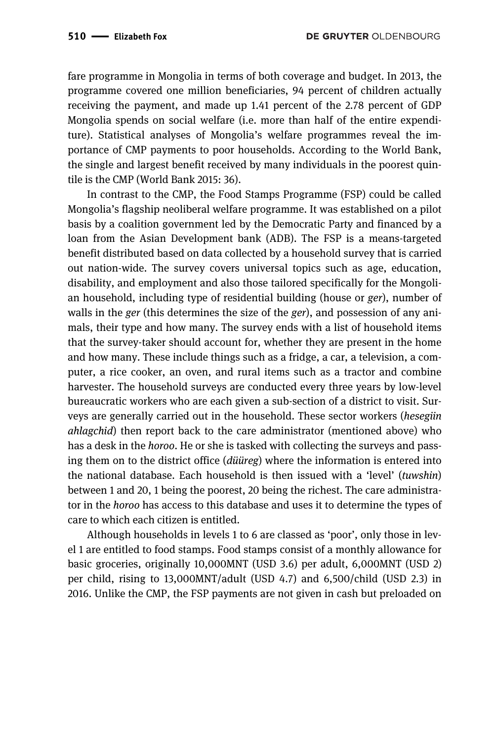fare programme in Mongolia in terms of both coverage and budget. In 2013, the programme covered one million beneficiaries, 94 percent of children actually receiving the payment, and made up 1.41 percent of the 2.78 percent of GDP Mongolia spends on social welfare (i.e. more than half of the entire expenditure). Statistical analyses of Mongolia's welfare programmes reveal the importance of CMP payments to poor households. According to the World Bank, the single and largest benefit received by many individuals in the poorest quintile is the CMP (World Bank 2015: 36).

In contrast to the CMP, the Food Stamps Programme (FSP) could be called Mongolia's flagship neoliberal welfare programme. It was established on a pilot basis by a coalition government led by the Democratic Party and financed by a loan from the Asian Development bank (ADB). The FSP is a means-targeted benefit distributed based on data collected by a household survey that is carried out nation-wide. The survey covers universal topics such as age, education, disability, and employment and also those tailored specifically for the Mongolian household, including type of residential building (house or *ger*), number of walls in the *ger* (this determines the size of the *ger*), and possession of any animals, their type and how many. The survey ends with a list of household items that the survey-taker should account for, whether they are present in the home and how many. These include things such as a fridge, a car, a television, a computer, a rice cooker, an oven, and rural items such as a tractor and combine harvester. The household surveys are conducted every three years by low-level bureaucratic workers who are each given a sub-section of a district to visit. Surveys are generally carried out in the household. These sector workers (*hesegiin ahlagchid*) then report back to the care administrator (mentioned above) who has a desk in the *horoo*. He or she is tasked with collecting the surveys and passing them on to the district office (*düüreg*) where the information is entered into the national database. Each household is then issued with a 'level' (*tuwshin*) between 1 and 20, 1 being the poorest, 20 being the richest. The care administrator in the *horoo* has access to this database and uses it to determine the types of care to which each citizen is entitled.

Although households in levels 1 to 6 are classed as 'poor', only those in level 1 are entitled to food stamps. Food stamps consist of a monthly allowance for basic groceries, originally 10,000MNT (USD 3.6) per adult, 6,000MNT (USD 2) per child, rising to 13,000MNT/adult (USD 4.7) and 6,500/child (USD 2.3) in 2016. Unlike the CMP, the FSP payments are not given in cash but preloaded on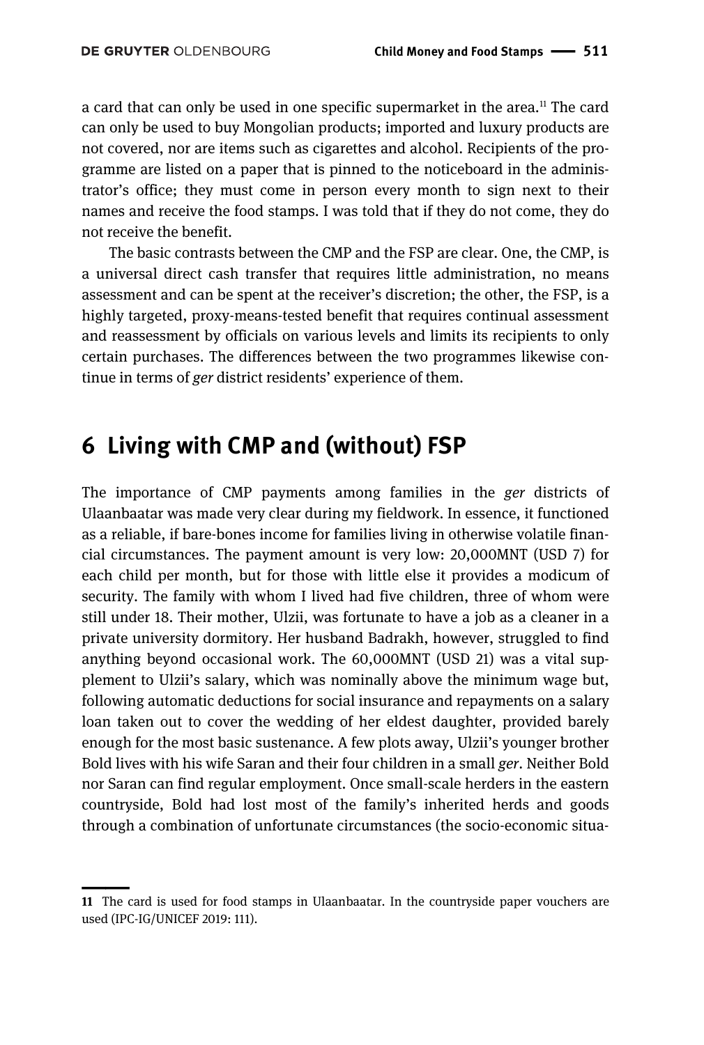a card that can only be used in one specific supermarket in the area.[11] The card can only be used to buy Mongolian products; imported and luxury products are not covered, nor are items such as cigarettes and alcohol. Recipients of the programme are listed on a paper that is pinned to the noticeboard in the administrator's office; they must come in person every month to sign next to their names and receive the food stamps. I was told that if they do not come, they do not receive the benefit.

The basic contrasts between the CMP and the FSP are clear. One, the CMP, is a universal direct cash transfer that requires little administration, no means assessment and can be spent at the receiver's discretion; the other, the FSP, is a highly targeted, proxy-means-tested benefit that requires continual assessment and reassessment by officials on various levels and limits its recipients to only certain purchases. The differences between the two programmes likewise continue in terms of *ger* district residents' experience of them.

## 6 Living with CMP and (without) FSP

The importance of CMP payments among families in the *ger* districts of Ulaanbaatar was made very clear during my fieldwork. In essence, it functioned as a reliable, if bare-bones income for families living in otherwise volatile financial circumstances. The payment amount is very low: 20,000MNT (USD 7) for each child per month, but for those with little else it provides a modicum of security. The family with whom I lived had five children, three of whom were still under 18. Their mother, Ulzii, was fortunate to have a job as a cleaner in a private university dormitory. Her husband Badrakh, however, struggled to find anything beyond occasional work. The 60,000MNT (USD 21) was a vital supplement to Ulzii's salary, which was nominally above the minimum wage but, following automatic deductions for social insurance and repayments on a salary loan taken out to cover the wedding of her eldest daughter, provided barely enough for the most basic sustenance. A few plots away, Ulzii's younger brother Bold lives with his wife Saran and their four children in a small *ger*. Neither Bold nor Saran can find regular employment. Once small-scale herders in the eastern countryside, Bold had lost most of the family's inherited herds and goods through a combination of unfortunate circumstances (the socio-economic situa-

---

11 The card is used for food stamps in Ulaanbaatar. In the countryside paper vouchers are used (IPC-IG/UNICEF 2019: 111).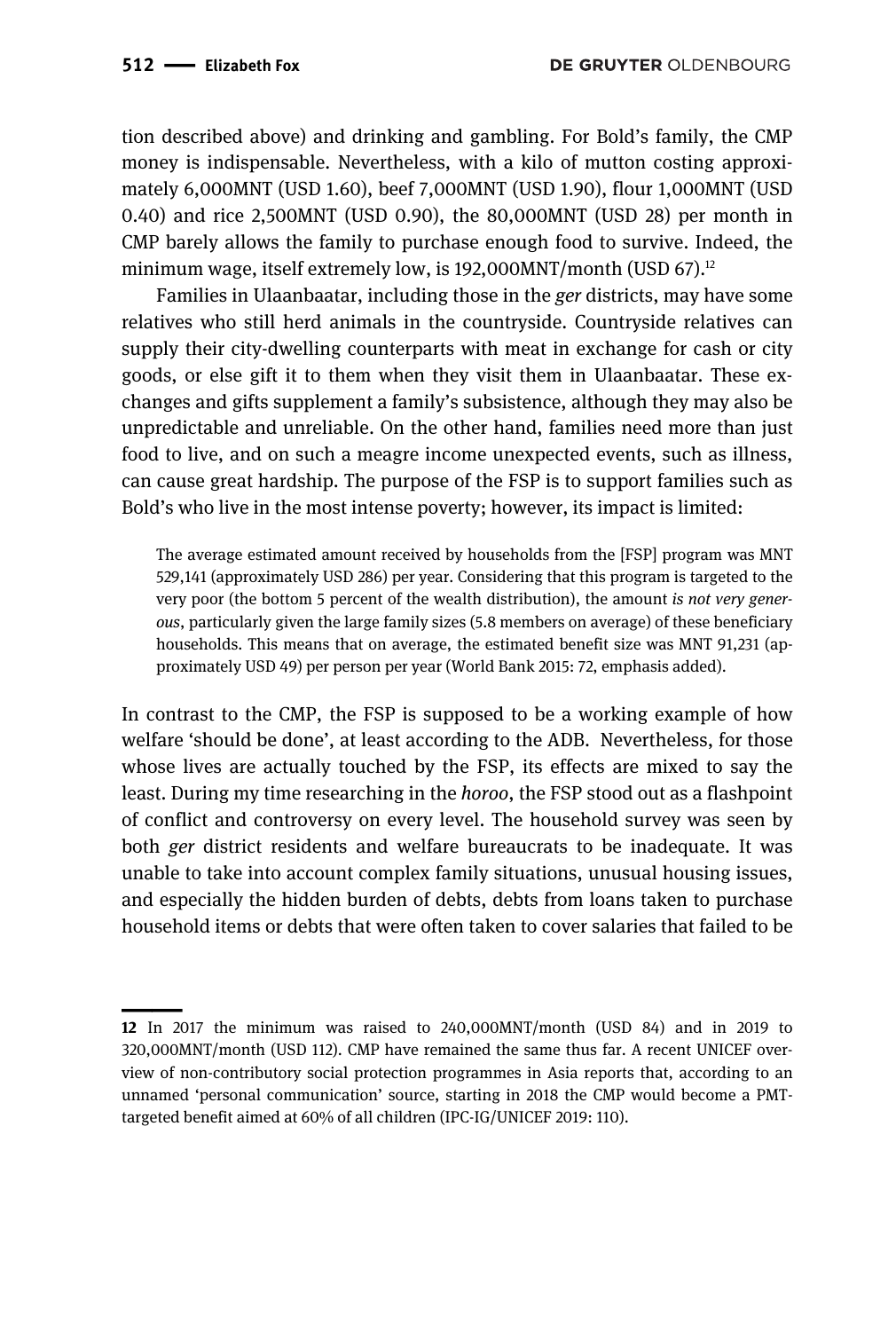tion described above) and drinking and gambling. For Bold's family, the CMP money is indispensable. Nevertheless, with a kilo of mutton costing approximately 6,000MNT (USD 1.60), beef 7,000MNT (USD 1.90), flour 1,000MNT (USD 0.40) and rice 2,500MNT (USD 0.90), the 80,000MNT (USD 28) per month in CMP barely allows the family to purchase enough food to survive. Indeed, the minimum wage, itself extremely low, is 192,000MNT/month (USD 67).[12]

Families in Ulaanbaatar, including those in the *ger* districts, may have some relatives who still herd animals in the countryside. Countryside relatives can supply their city-dwelling counterparts with meat in exchange for cash or city goods, or else gift it to them when they visit them in Ulaanbaatar. These exchanges and gifts supplement a family's subsistence, although they may also be unpredictable and unreliable. On the other hand, families need more than just food to live, and on such a meagre income unexpected events, such as illness, can cause great hardship. The purpose of the FSP is to support families such as Bold's who live in the most intense poverty; however, its impact is limited:

> The average estimated amount received by households from the [FSP] program was MNT 529,141 (approximately USD 286) per year. Considering that this program is targeted to the very poor (the bottom 5 percent of the wealth distribution), the amount *is not very generous*, particularly given the large family sizes (5.8 members on average) of these beneficiary households. This means that on average, the estimated benefit size was MNT 91,231 (approximately USD 49) per person per year (World Bank 2015: 72, emphasis added).

In contrast to the CMP, the FSP is supposed to be a working example of how welfare 'should be done', at least according to the ADB. Nevertheless, for those whose lives are actually touched by the FSP, its effects are mixed to say the least. During my time researching in the *horoo*, the FSP stood out as a flashpoint of conflict and controversy on every level. The household survey was seen by both *ger* district residents and welfare bureaucrats to be inadequate. It was unable to take into account complex family situations, unusual housing issues, and especially the hidden burden of debts, debts from loans taken to purchase household items or debts that were often taken to cover salaries that failed to be

---

**12** In 2017 the minimum was raised to 240,000MNT/month (USD 84) and in 2019 to 320,000MNT/month (USD 112). CMP have remained the same thus far. A recent UNICEF overview of non-contributory social protection programmes in Asia reports that, according to an unnamed 'personal communication' source, starting in 2018 the CMP would become a PMT-targeted benefit aimed at 60% of all children (IPC-IG/UNICEF 2019: 110).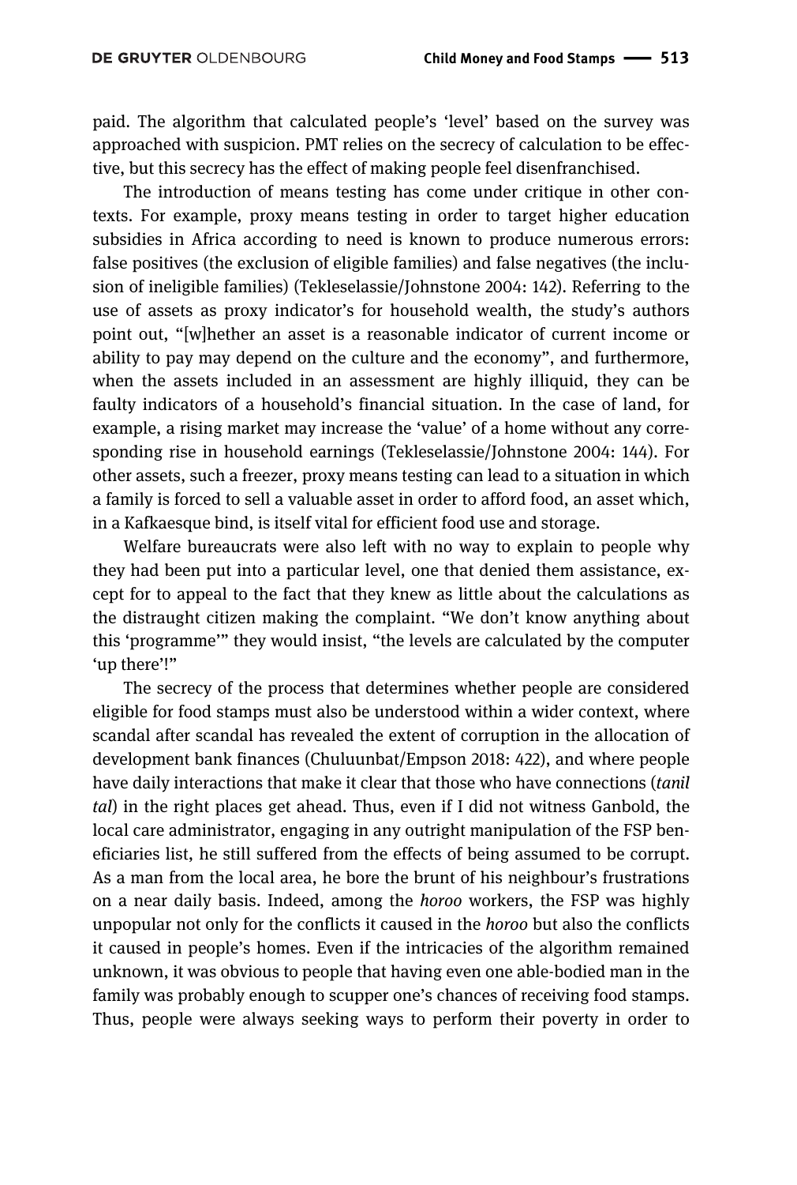paid. The algorithm that calculated people's 'level' based on the survey was approached with suspicion. PMT relies on the secrecy of calculation to be effective, but this secrecy has the effect of making people feel disenfranchised.

The introduction of means testing has come under critique in other contexts. For example, proxy means testing in order to target higher education subsidies in Africa according to need is known to produce numerous errors: false positives (the exclusion of eligible families) and false negatives (the inclusion of ineligible families) (Tekleselassie/Johnstone 2004: 142). Referring to the use of assets as proxy indicator's for household wealth, the study's authors point out, "[w]hether an asset is a reasonable indicator of current income or ability to pay may depend on the culture and the economy", and furthermore, when the assets included in an assessment are highly illiquid, they can be faulty indicators of a household's financial situation. In the case of land, for example, a rising market may increase the 'value' of a home without any corresponding rise in household earnings (Tekleselassie/Johnstone 2004: 144). For other assets, such a freezer, proxy means testing can lead to a situation in which a family is forced to sell a valuable asset in order to afford food, an asset which, in a Kafkaesque bind, is itself vital for efficient food use and storage.

Welfare bureaucrats were also left with no way to explain to people why they had been put into a particular level, one that denied them assistance, except for to appeal to the fact that they knew as little about the calculations as the distraught citizen making the complaint. "We don't know anything about this 'programme'" they would insist, "the levels are calculated by the computer 'up there'!"

The secrecy of the process that determines whether people are considered eligible for food stamps must also be understood within a wider context, where scandal after scandal has revealed the extent of corruption in the allocation of development bank finances (Chuluunbat/Empson 2018: 422), and where people have daily interactions that make it clear that those who have connections (*tanil tal*) in the right places get ahead. Thus, even if I did not witness Ganbold, the local care administrator, engaging in any outright manipulation of the FSP beneficiaries list, he still suffered from the effects of being assumed to be corrupt. As a man from the local area, he bore the brunt of his neighbour's frustrations on a near daily basis. Indeed, among the *horoo* workers, the FSP was highly unpopular not only for the conflicts it caused in the *horoo* but also the conflicts it caused in people's homes. Even if the intricacies of the algorithm remained unknown, it was obvious to people that having even one able-bodied man in the family was probably enough to scupper one's chances of receiving food stamps. Thus, people were always seeking ways to perform their poverty in order to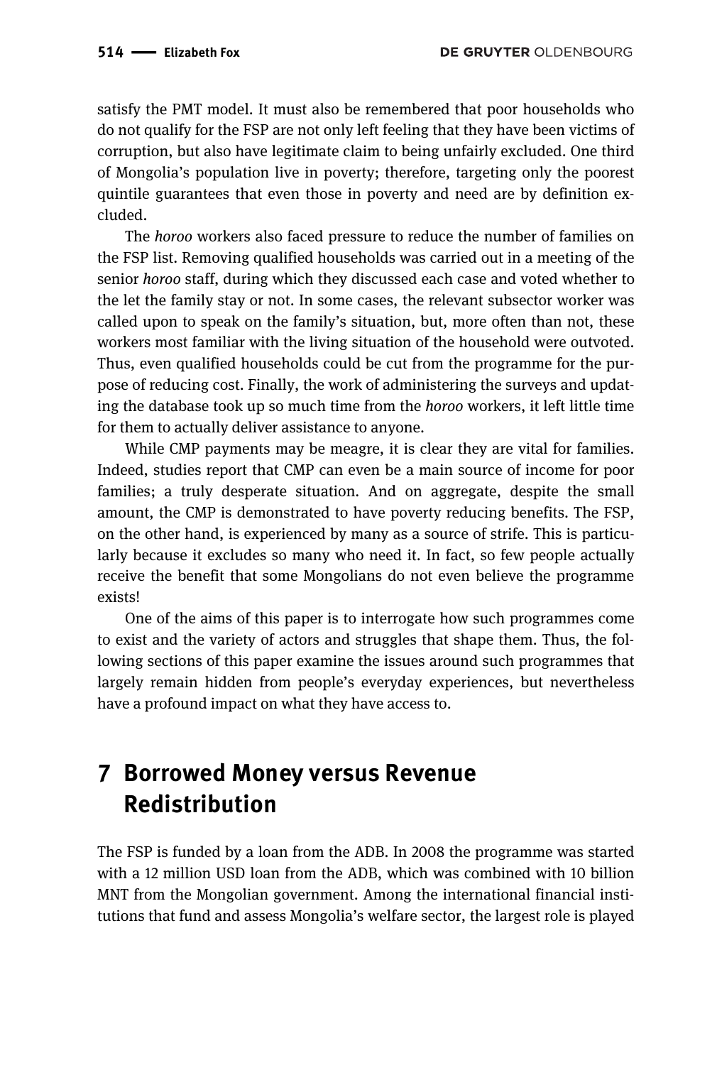satisfy the PMT model. It must also be remembered that poor households who do not qualify for the FSP are not only left feeling that they have been victims of corruption, but also have legitimate claim to being unfairly excluded. One third of Mongolia's population live in poverty; therefore, targeting only the poorest quintile guarantees that even those in poverty and need are by definition excluded.

The *horoo* workers also faced pressure to reduce the number of families on the FSP list. Removing qualified households was carried out in a meeting of the senior *horoo* staff, during which they discussed each case and voted whether to the let the family stay or not. In some cases, the relevant subsector worker was called upon to speak on the family's situation, but, more often than not, these workers most familiar with the living situation of the household were outvoted. Thus, even qualified households could be cut from the programme for the purpose of reducing cost. Finally, the work of administering the surveys and updating the database took up so much time from the *horoo* workers, it left little time for them to actually deliver assistance to anyone.

While CMP payments may be meagre, it is clear they are vital for families. Indeed, studies report that CMP can even be a main source of income for poor families; a truly desperate situation. And on aggregate, despite the small amount, the CMP is demonstrated to have poverty reducing benefits. The FSP, on the other hand, is experienced by many as a source of strife. This is particularly because it excludes so many who need it. In fact, so few people actually receive the benefit that some Mongolians do not even believe the programme exists!

One of the aims of this paper is to interrogate how such programmes come to exist and the variety of actors and struggles that shape them. Thus, the following sections of this paper examine the issues around such programmes that largely remain hidden from people's everyday experiences, but nevertheless have a profound impact on what they have access to.

## 7 Borrowed Money versus Revenue Redistribution

The FSP is funded by a loan from the ADB. In 2008 the programme was started with a 12 million USD loan from the ADB, which was combined with 10 billion MNT from the Mongolian government. Among the international financial institutions that fund and assess Mongolia's welfare sector, the largest role is played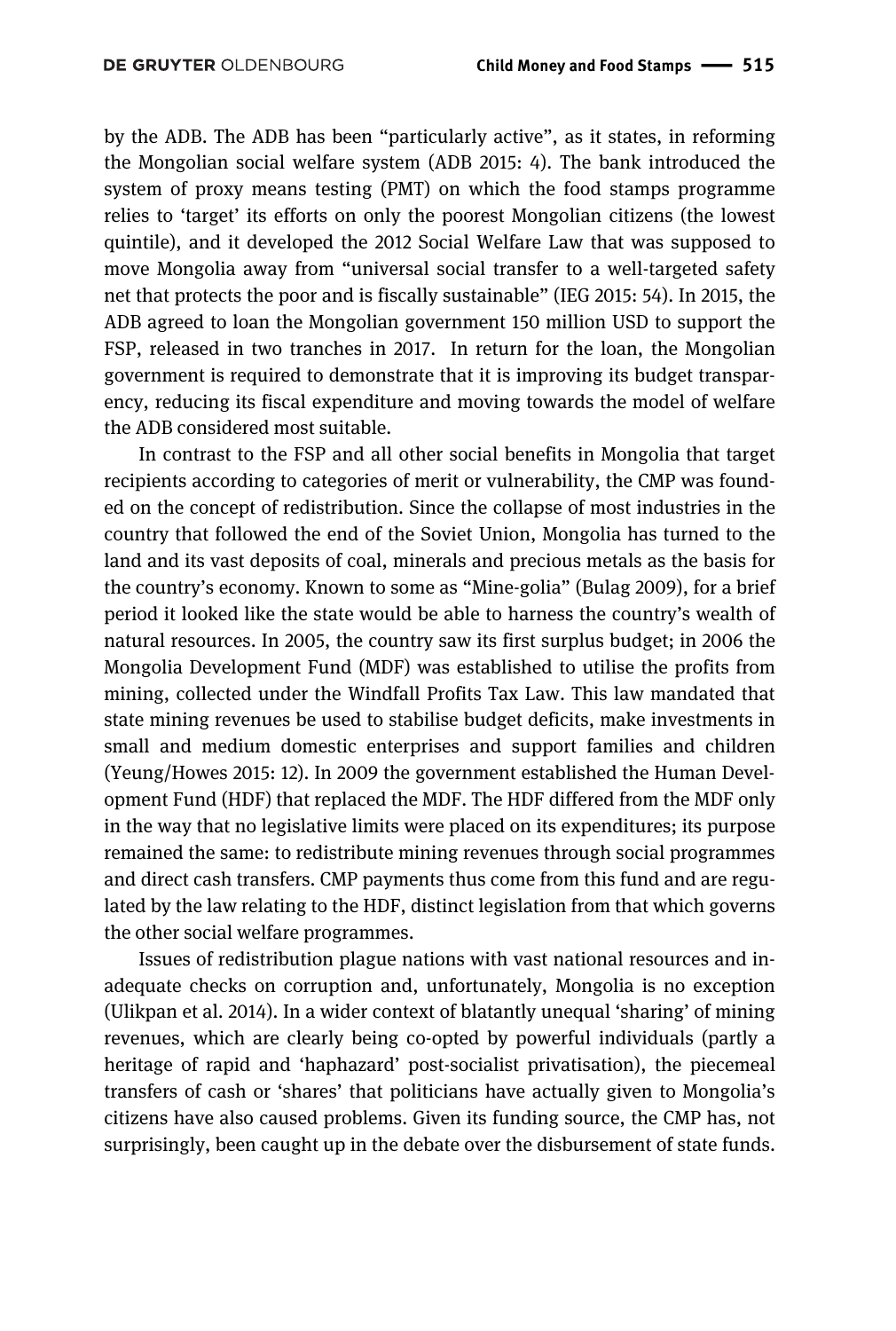by the ADB. The ADB has been "particularly active", as it states, in reforming the Mongolian social welfare system (ADB 2015: 4). The bank introduced the system of proxy means testing (PMT) on which the food stamps programme relies to 'target' its efforts on only the poorest Mongolian citizens (the lowest quintile), and it developed the 2012 Social Welfare Law that was supposed to move Mongolia away from "universal social transfer to a well-targeted safety net that protects the poor and is fiscally sustainable" (IEG 2015: 54). In 2015, the ADB agreed to loan the Mongolian government 150 million USD to support the FSP, released in two tranches in 2017. In return for the loan, the Mongolian government is required to demonstrate that it is improving its budget transparency, reducing its fiscal expenditure and moving towards the model of welfare the ADB considered most suitable.

In contrast to the FSP and all other social benefits in Mongolia that target recipients according to categories of merit or vulnerability, the CMP was founded on the concept of redistribution. Since the collapse of most industries in the country that followed the end of the Soviet Union, Mongolia has turned to the land and its vast deposits of coal, minerals and precious metals as the basis for the country's economy. Known to some as "Mine-golia" (Bulag 2009), for a brief period it looked like the state would be able to harness the country's wealth of natural resources. In 2005, the country saw its first surplus budget; in 2006 the Mongolia Development Fund (MDF) was established to utilise the profits from mining, collected under the Windfall Profits Tax Law. This law mandated that state mining revenues be used to stabilise budget deficits, make investments in small and medium domestic enterprises and support families and children (Yeung/Howes 2015: 12). In 2009 the government established the Human Development Fund (HDF) that replaced the MDF. The HDF differed from the MDF only in the way that no legislative limits were placed on its expenditures; its purpose remained the same: to redistribute mining revenues through social programmes and direct cash transfers. CMP payments thus come from this fund and are regulated by the law relating to the HDF, distinct legislation from that which governs the other social welfare programmes.

Issues of redistribution plague nations with vast national resources and inadequate checks on corruption and, unfortunately, Mongolia is no exception (Ulikpan et al. 2014). In a wider context of blatantly unequal 'sharing' of mining revenues, which are clearly being co-opted by powerful individuals (partly a heritage of rapid and 'haphazard' post-socialist privatisation), the piecemeal transfers of cash or 'shares' that politicians have actually given to Mongolia's citizens have also caused problems. Given its funding source, the CMP has, not surprisingly, been caught up in the debate over the disbursement of state funds.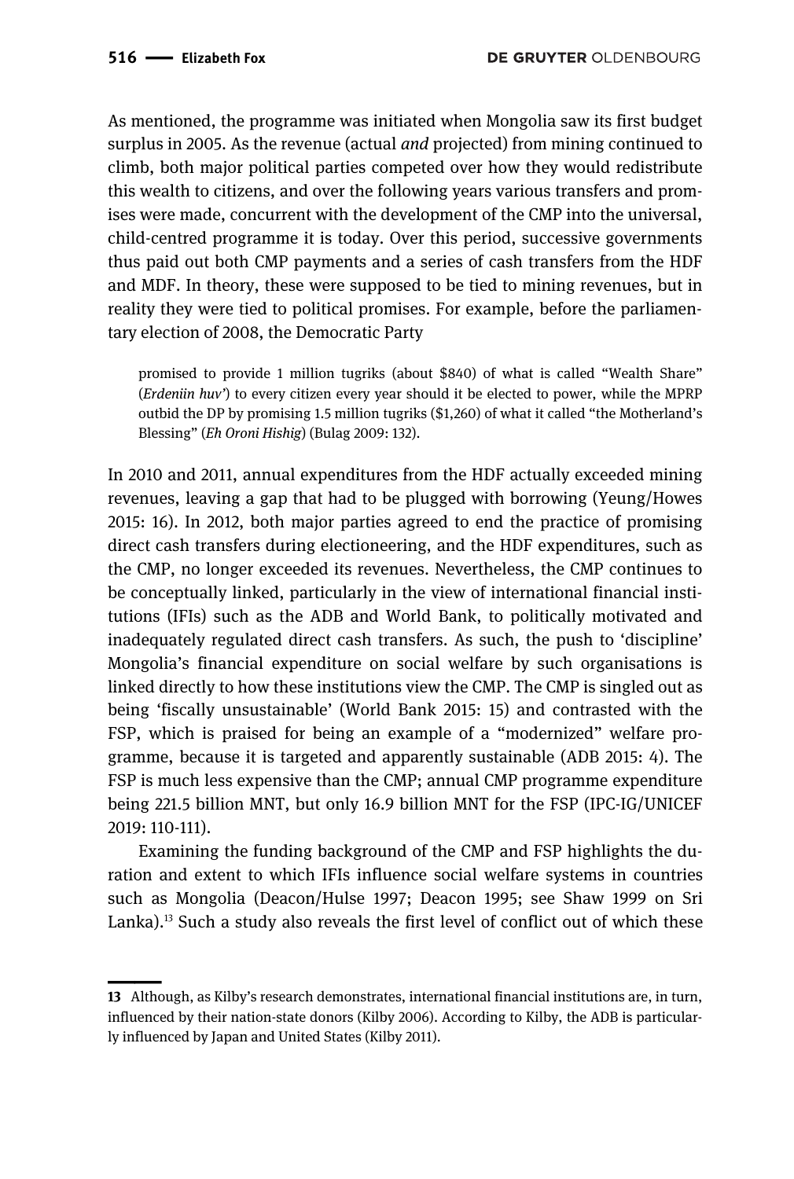As mentioned, the programme was initiated when Mongolia saw its first budget surplus in 2005. As the revenue (actual *and* projected) from mining continued to climb, both major political parties competed over how they would redistribute this wealth to citizens, and over the following years various transfers and promises were made, concurrent with the development of the CMP into the universal, child-centred programme it is today. Over this period, successive governments thus paid out both CMP payments and a series of cash transfers from the HDF and MDF. In theory, these were supposed to be tied to mining revenues, but in reality they were tied to political promises. For example, before the parliamentary election of 2008, the Democratic Party

> promised to provide 1 million tugriks (about $840) of what is called "Wealth Share" (*Erdeniin huv'*) to every citizen every year should it be elected to power, while the MPRP outbid the DP by promising 1.5 million tugriks ($1,260) of what it called "the Motherland's Blessing" (*Eh Oroni Hishig*) (Bulag 2009: 132).

In 2010 and 2011, annual expenditures from the HDF actually exceeded mining revenues, leaving a gap that had to be plugged with borrowing (Yeung/Howes 2015: 16). In 2012, both major parties agreed to end the practice of promising direct cash transfers during electioneering, and the HDF expenditures, such as the CMP, no longer exceeded its revenues. Nevertheless, the CMP continues to be conceptually linked, particularly in the view of international financial institutions (IFIs) such as the ADB and World Bank, to politically motivated and inadequately regulated direct cash transfers. As such, the push to 'discipline' Mongolia's financial expenditure on social welfare by such organisations is linked directly to how these institutions view the CMP. The CMP is singled out as being 'fiscally unsustainable' (World Bank 2015: 15) and contrasted with the FSP, which is praised for being an example of a "modernized" welfare programme, because it is targeted and apparently sustainable (ADB 2015: 4). The FSP is much less expensive than the CMP; annual CMP programme expenditure being 221.5 billion MNT, but only 16.9 billion MNT for the FSP (IPC-IG/UNICEF 2019: 110-111).

Examining the funding background of the CMP and FSP highlights the duration and extent to which IFIs influence social welfare systems in countries such as Mongolia (Deacon/Hulse 1997; Deacon 1995; see Shaw 1999 on Sri Lanka).[13] Such a study also reveals the first level of conflict out of which these

---

**13** Although, as Kilby's research demonstrates, international financial institutions are, in turn, influenced by their nation-state donors (Kilby 2006). According to Kilby, the ADB is particularly influenced by Japan and United States (Kilby 2011).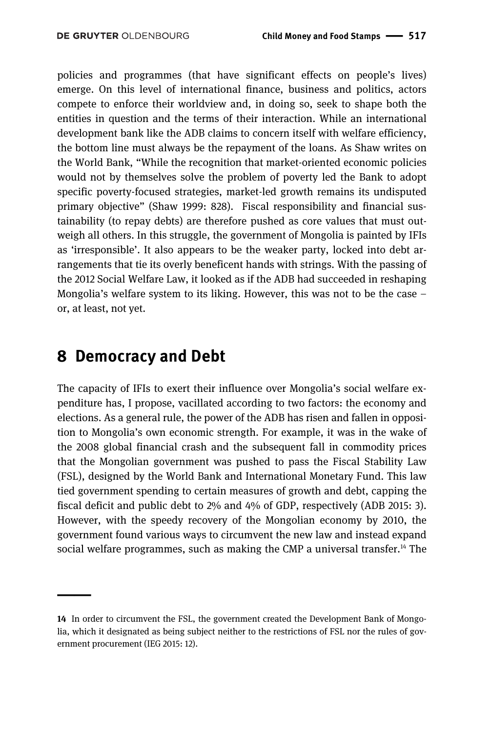policies and programmes (that have significant effects on people's lives) emerge. On this level of international finance, business and politics, actors compete to enforce their worldview and, in doing so, seek to shape both the entities in question and the terms of their interaction. While an international development bank like the ADB claims to concern itself with welfare efficiency, the bottom line must always be the repayment of the loans. As Shaw writes on the World Bank, "While the recognition that market-oriented economic policies would not by themselves solve the problem of poverty led the Bank to adopt specific poverty-focused strategies, market-led growth remains its undisputed primary objective" (Shaw 1999: 828). Fiscal responsibility and financial sustainability (to repay debts) are therefore pushed as core values that must outweigh all others. In this struggle, the government of Mongolia is painted by IFIs as 'irresponsible'. It also appears to be the weaker party, locked into debt arrangements that tie its overly beneficent hands with strings. With the passing of the 2012 Social Welfare Law, it looked as if the ADB had succeeded in reshaping Mongolia's welfare system to its liking. However, this was not to be the case – or, at least, not yet.

## 8 Democracy and Debt

The capacity of IFIs to exert their influence over Mongolia's social welfare expenditure has, I propose, vacillated according to two factors: the economy and elections. As a general rule, the power of the ADB has risen and fallen in opposition to Mongolia's own economic strength. For example, it was in the wake of the 2008 global financial crash and the subsequent fall in commodity prices that the Mongolian government was pushed to pass the Fiscal Stability Law (FSL), designed by the World Bank and International Monetary Fund. This law tied government spending to certain measures of growth and debt, capping the fiscal deficit and public debt to 2% and 4% of GDP, respectively (ADB 2015: 3). However, with the speedy recovery of the Mongolian economy by 2010, the government found various ways to circumvent the new law and instead expand social welfare programmes, such as making the CMP a universal transfer.[14] The

---

**14** In order to circumvent the FSL, the government created the Development Bank of Mongolia, which it designated as being subject neither to the restrictions of FSL nor the rules of government procurement (IEG 2015: 12).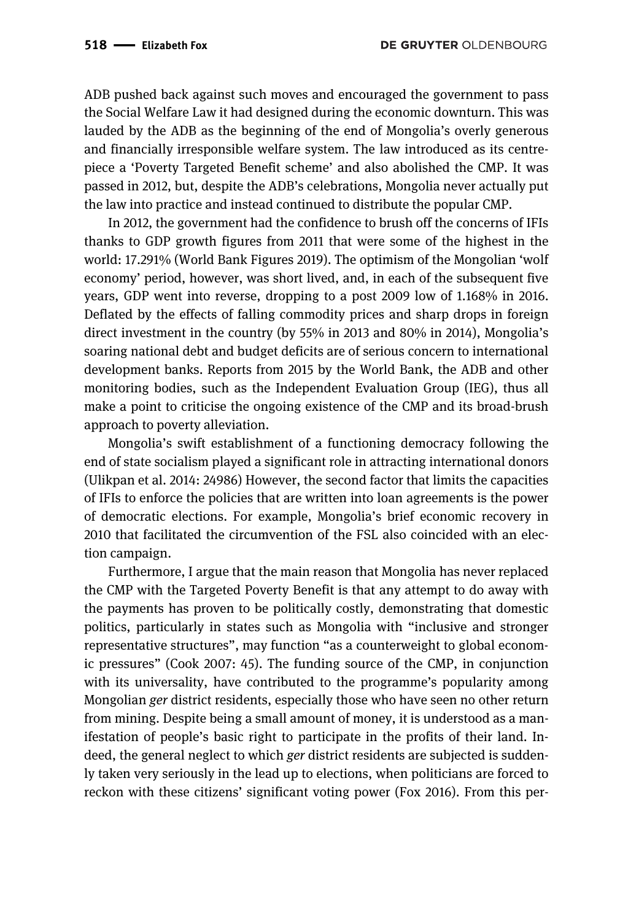ADB pushed back against such moves and encouraged the government to pass the Social Welfare Law it had designed during the economic downturn. This was lauded by the ADB as the beginning of the end of Mongolia's overly generous and financially irresponsible welfare system. The law introduced as its centrepiece a 'Poverty Targeted Benefit scheme' and also abolished the CMP. It was passed in 2012, but, despite the ADB's celebrations, Mongolia never actually put the law into practice and instead continued to distribute the popular CMP.

In 2012, the government had the confidence to brush off the concerns of IFIs thanks to GDP growth figures from 2011 that were some of the highest in the world: 17.291% (World Bank Figures 2019). The optimism of the Mongolian 'wolf economy' period, however, was short lived, and, in each of the subsequent five years, GDP went into reverse, dropping to a post 2009 low of 1.168% in 2016. Deflated by the effects of falling commodity prices and sharp drops in foreign direct investment in the country (by 55% in 2013 and 80% in 2014), Mongolia's soaring national debt and budget deficits are of serious concern to international development banks. Reports from 2015 by the World Bank, the ADB and other monitoring bodies, such as the Independent Evaluation Group (IEG), thus all make a point to criticise the ongoing existence of the CMP and its broad-brush approach to poverty alleviation.

Mongolia's swift establishment of a functioning democracy following the end of state socialism played a significant role in attracting international donors (Ulikpan et al. 2014: 24986) However, the second factor that limits the capacities of IFIs to enforce the policies that are written into loan agreements is the power of democratic elections. For example, Mongolia's brief economic recovery in 2010 that facilitated the circumvention of the FSL also coincided with an election campaign.

Furthermore, I argue that the main reason that Mongolia has never replaced the CMP with the Targeted Poverty Benefit is that any attempt to do away with the payments has proven to be politically costly, demonstrating that domestic politics, particularly in states such as Mongolia with "inclusive and stronger representative structures", may function "as a counterweight to global economic pressures" (Cook 2007: 45). The funding source of the CMP, in conjunction with its universality, have contributed to the programme's popularity among Mongolian *ger* district residents, especially those who have seen no other return from mining. Despite being a small amount of money, it is understood as a manifestation of people's basic right to participate in the profits of their land. Indeed, the general neglect to which *ger* district residents are subjected is suddenly taken very seriously in the lead up to elections, when politicians are forced to reckon with these citizens' significant voting power (Fox 2016). From this per-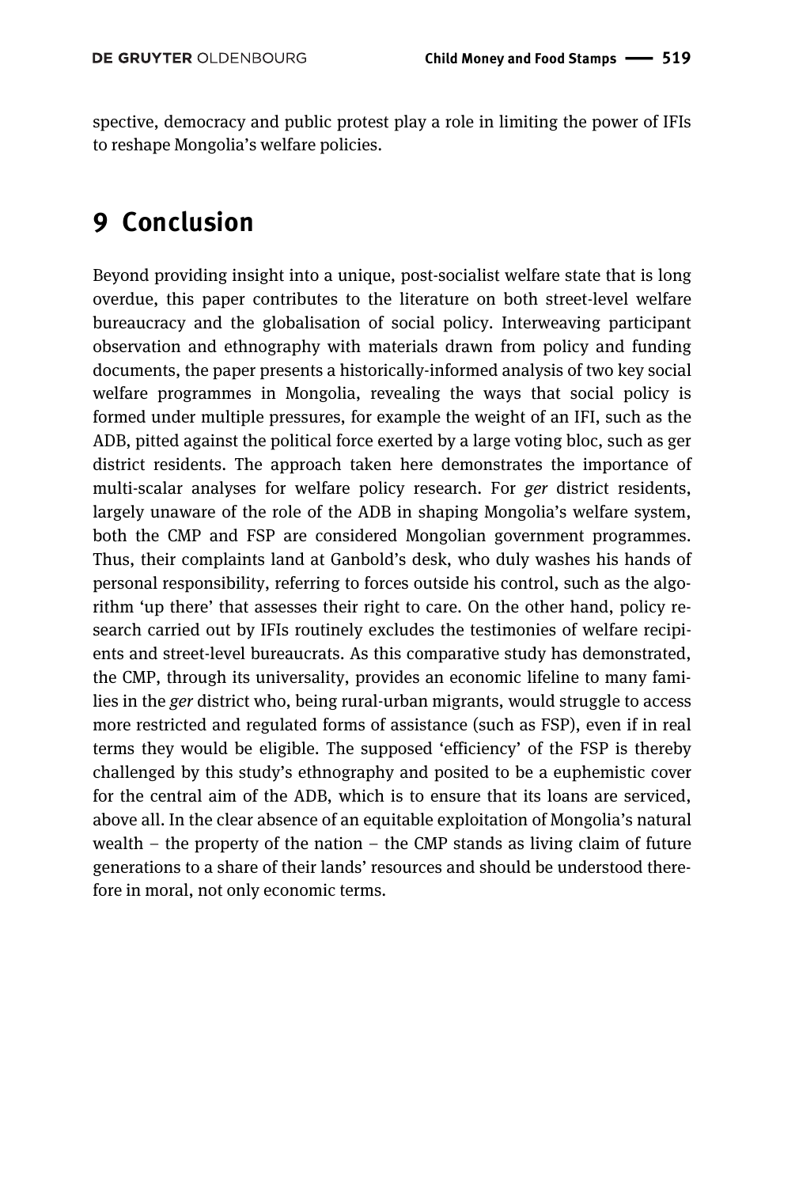spective, democracy and public protest play a role in limiting the power of IFIs to reshape Mongolia's welfare policies.

## 9 Conclusion

Beyond providing insight into a unique, post-socialist welfare state that is long overdue, this paper contributes to the literature on both street-level welfare bureaucracy and the globalisation of social policy. Interweaving participant observation and ethnography with materials drawn from policy and funding documents, the paper presents a historically-informed analysis of two key social welfare programmes in Mongolia, revealing the ways that social policy is formed under multiple pressures, for example the weight of an IFI, such as the ADB, pitted against the political force exerted by a large voting bloc, such as ger district residents. The approach taken here demonstrates the importance of multi-scalar analyses for welfare policy research. For *ger* district residents, largely unaware of the role of the ADB in shaping Mongolia's welfare system, both the CMP and FSP are considered Mongolian government programmes. Thus, their complaints land at Ganbold's desk, who duly washes his hands of personal responsibility, referring to forces outside his control, such as the algorithm 'up there' that assesses their right to care. On the other hand, policy research carried out by IFIs routinely excludes the testimonies of welfare recipients and street-level bureaucrats. As this comparative study has demonstrated, the CMP, through its universality, provides an economic lifeline to many families in the *ger* district who, being rural-urban migrants, would struggle to access more restricted and regulated forms of assistance (such as FSP), even if in real terms they would be eligible. The supposed 'efficiency' of the FSP is thereby challenged by this study's ethnography and posited to be a euphemistic cover for the central aim of the ADB, which is to ensure that its loans are serviced, above all. In the clear absence of an equitable exploitation of Mongolia's natural wealth – the property of the nation – the CMP stands as living claim of future generations to a share of their lands' resources and should be understood therefore in moral, not only economic terms.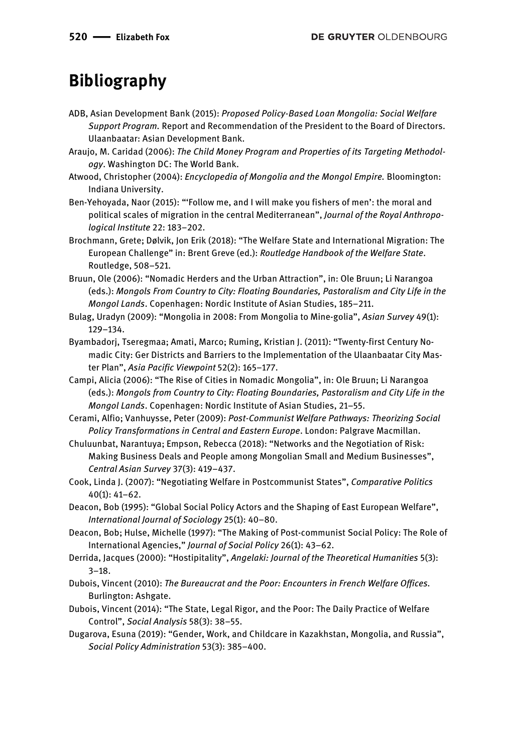# Bibliography

ADB, Asian Development Bank (2015): *Proposed Policy-Based Loan Mongolia: Social Welfare Support Program.* Report and Recommendation of the President to the Board of Directors. Ulaanbaatar: Asian Development Bank.

Araujo, M. Caridad (2006): *The Child Money Program and Properties of its Targeting Methodology*. Washington DC: The World Bank.

Atwood, Christopher (2004): *Encyclopedia of Mongolia and the Mongol Empire.* Bloomington: Indiana University.

Ben-Yehoyada, Naor (2015): "'Follow me, and I will make you fishers of men': the moral and political scales of migration in the central Mediterranean", *Journal of the Royal Anthropological Institute* 22: 183–202.

Brochmann, Grete; Dølvik, Jon Erik (2018): "The Welfare State and International Migration: The European Challenge" in: Brent Greve (ed.): *Routledge Handbook of the Welfare State*. Routledge, 508–521.

Bruun, Ole (2006): "Nomadic Herders and the Urban Attraction", in: Ole Bruun; Li Narangoa (eds.): *Mongols From Country to City: Floating Boundaries, Pastoralism and City Life in the Mongol Lands*. Copenhagen: Nordic Institute of Asian Studies, 185–211.

Bulag, Uradyn (2009): "Mongolia in 2008: From Mongolia to Mine-golia", *Asian Survey* 49(1): 129–134.

Byambadorj, Tseregmaa; Amati, Marco; Ruming, Kristian J. (2011): "Twenty-first Century Nomadic City: Ger Districts and Barriers to the Implementation of the Ulaanbaatar City Master Plan", *Asia Pacific Viewpoint* 52(2): 165–177.

Campi, Alicia (2006): "The Rise of Cities in Nomadic Mongolia", in: Ole Bruun; Li Narangoa (eds.): *Mongols from Country to City: Floating Boundaries, Pastoralism and City Life in the Mongol Lands*. Copenhagen: Nordic Institute of Asian Studies, 21–55.

Cerami, Alfio; Vanhuysse, Peter (2009): *Post-Communist Welfare Pathways: Theorizing Social Policy Transformations in Central and Eastern Europe*. London: Palgrave Macmillan.

Chuluunbat, Narantuya; Empson, Rebecca (2018): "Networks and the Negotiation of Risk: Making Business Deals and People among Mongolian Small and Medium Businesses", *Central Asian Survey* 37(3): 419–437.

Cook, Linda J. (2007): "Negotiating Welfare in Postcommunist States", *Comparative Politics* 40(1): 41–62.

Deacon, Bob (1995): "Global Social Policy Actors and the Shaping of East European Welfare", *International Journal of Sociology* 25(1): 40–80.

Deacon, Bob; Hulse, Michelle (1997): "The Making of Post-communist Social Policy: The Role of International Agencies," *Journal of Social Policy* 26(1): 43–62.

Derrida, Jacques (2000): "Hostipitality", *Angelaki: Journal of the Theoretical Humanities* 5(3): 3–18.

Dubois, Vincent (2010): *The Bureaucrat and the Poor: Encounters in French Welfare Offices.* Burlington: Ashgate.

Dubois, Vincent (2014): "The State, Legal Rigor, and the Poor: The Daily Practice of Welfare Control", *Social Analysis* 58(3): 38–55.

Dugarova, Esuna (2019): "Gender, Work, and Childcare in Kazakhstan, Mongolia, and Russia", *Social Policy Administration* 53(3): 385–400.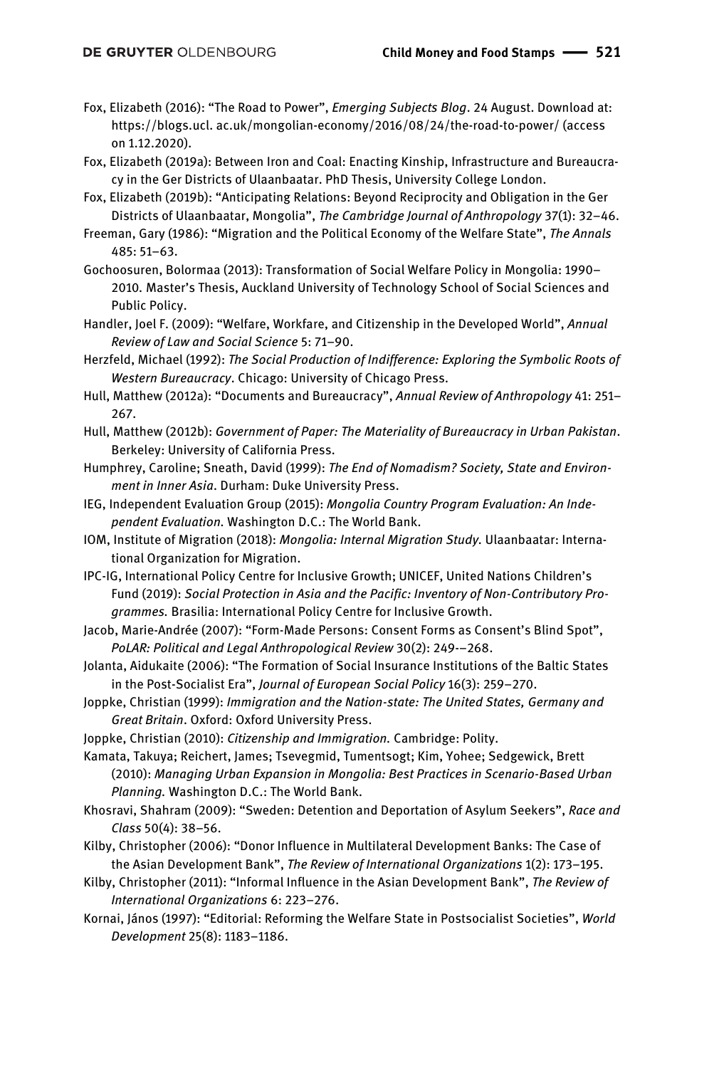Fox, Elizabeth (2016): "The Road to Power", *Emerging Subjects Blog*. 24 August. Download at: https://blogs.ucl. ac.uk/mongolian-economy/2016/08/24/the-road-to-power/ (access on 1.12.2020).

Fox, Elizabeth (2019a): Between Iron and Coal: Enacting Kinship, Infrastructure and Bureaucracy in the Ger Districts of Ulaanbaatar. PhD Thesis, University College London.

Fox, Elizabeth (2019b): "Anticipating Relations: Beyond Reciprocity and Obligation in the Ger Districts of Ulaanbaatar, Mongolia", *The Cambridge Journal of Anthropology* 37(1): 32–46.

Freeman, Gary (1986): "Migration and the Political Economy of the Welfare State", *The Annals* 485: 51–63.

Gochoosuren, Bolormaa (2013): Transformation of Social Welfare Policy in Mongolia: 1990–2010. Master's Thesis, Auckland University of Technology School of Social Sciences and Public Policy.

Handler, Joel F. (2009): "Welfare, Workfare, and Citizenship in the Developed World", *Annual Review of Law and Social Science* 5: 71–90.

Herzfeld, Michael (1992): *The Social Production of Indifference: Exploring the Symbolic Roots of Western Bureaucracy*. Chicago: University of Chicago Press.

Hull, Matthew (2012a): "Documents and Bureaucracy", *Annual Review of Anthropology* 41: 251–267.

Hull, Matthew (2012b): *Government of Paper: The Materiality of Bureaucracy in Urban Pakistan*. Berkeley: University of California Press.

Humphrey, Caroline; Sneath, David (1999): *The End of Nomadism? Society, State and Environment in Inner Asia*. Durham: Duke University Press.

IEG, Independent Evaluation Group (2015): *Mongolia Country Program Evaluation: An Independent Evaluation.* Washington D.C.: The World Bank.

IOM, Institute of Migration (2018): *Mongolia: Internal Migration Study.* Ulaanbaatar: International Organization for Migration.

IPC-IG, International Policy Centre for Inclusive Growth; UNICEF, United Nations Children's Fund (2019): *Social Protection in Asia and the Pacific: Inventory of Non-Contributory Programmes.* Brasilia: International Policy Centre for Inclusive Growth.

Jacob, Marie-Andrée (2007): "Form-Made Persons: Consent Forms as Consent's Blind Spot", *PoLAR: Political and Legal Anthropological Review* 30(2): 249-–268.

Jolanta, Aidukaite (2006): "The Formation of Social Insurance Institutions of the Baltic States in the Post-Socialist Era", *Journal of European Social Policy* 16(3): 259–270.

Joppke, Christian (1999): *Immigration and the Nation-state: The United States, Germany and Great Britain*. Oxford: Oxford University Press.

Joppke, Christian (2010): *Citizenship and Immigration.* Cambridge: Polity.

Kamata, Takuya; Reichert, James; Tsevegmid, Tumentsogt; Kim, Yohee; Sedgewick, Brett (2010): *Managing Urban Expansion in Mongolia: Best Practices in Scenario-Based Urban Planning.* Washington D.C.: The World Bank.

Khosravi, Shahram (2009): "Sweden: Detention and Deportation of Asylum Seekers", *Race and Class* 50(4): 38–56.

Kilby, Christopher (2006): "Donor Influence in Multilateral Development Banks: The Case of the Asian Development Bank", *The Review of International Organizations* 1(2): 173–195.

Kilby, Christopher (2011): "Informal Influence in the Asian Development Bank", *The Review of International Organizations* 6: 223–276.

Kornai, János (1997): "Editorial: Reforming the Welfare State in Postsocialist Societies", *World Development* 25(8): 1183–1186.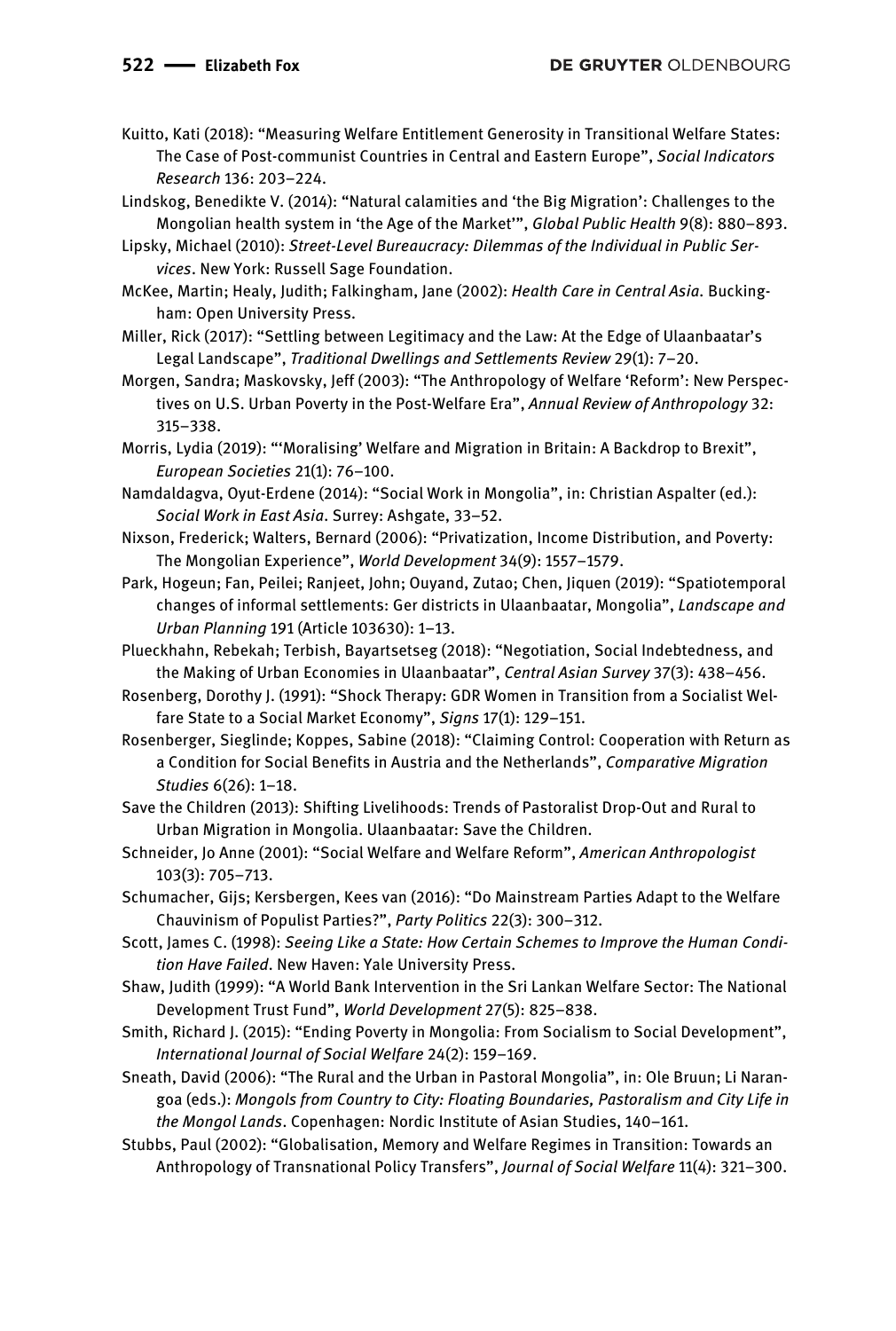Kuitto, Kati (2018): "Measuring Welfare Entitlement Generosity in Transitional Welfare States: The Case of Post-communist Countries in Central and Eastern Europe", *Social Indicators Research* 136: 203–224.

Lindskog, Benedikte V. (2014): "Natural calamities and 'the Big Migration': Challenges to the Mongolian health system in 'the Age of the Market'", *Global Public Health* 9(8): 880–893.

Lipsky, Michael (2010): *Street-Level Bureaucracy: Dilemmas of the Individual in Public Services*. New York: Russell Sage Foundation.

McKee, Martin; Healy, Judith; Falkingham, Jane (2002): *Health Care in Central Asia*. Buckingham: Open University Press.

Miller, Rick (2017): "Settling between Legitimacy and the Law: At the Edge of Ulaanbaatar's Legal Landscape", *Traditional Dwellings and Settlements Review* 29(1): 7–20.

Morgen, Sandra; Maskovsky, Jeff (2003): "The Anthropology of Welfare 'Reform': New Perspectives on U.S. Urban Poverty in the Post-Welfare Era", *Annual Review of Anthropology* 32: 315–338.

Morris, Lydia (2019): "'Moralising' Welfare and Migration in Britain: A Backdrop to Brexit", *European Societies* 21(1): 76–100.

Namdaldagva, Oyut-Erdene (2014): "Social Work in Mongolia", in: Christian Aspalter (ed.): *Social Work in East Asia*. Surrey: Ashgate, 33–52.

Nixson, Frederick; Walters, Bernard (2006): "Privatization, Income Distribution, and Poverty: The Mongolian Experience", *World Development* 34(9): 1557–1579.

Park, Hogeun; Fan, Peilei; Ranjeet, John; Ouyand, Zutao; Chen, Jiquen (2019): "Spatiotemporal changes of informal settlements: Ger districts in Ulaanbaatar, Mongolia", *Landscape and Urban Planning* 191 (Article 103630): 1–13.

Plueckhahn, Rebekah; Terbish, Bayartsetseg (2018): "Negotiation, Social Indebtedness, and the Making of Urban Economies in Ulaanbaatar", *Central Asian Survey* 37(3): 438–456.

Rosenberg, Dorothy J. (1991): "Shock Therapy: GDR Women in Transition from a Socialist Welfare State to a Social Market Economy", *Signs* 17(1): 129–151.

Rosenberger, Sieglinde; Koppes, Sabine (2018): "Claiming Control: Cooperation with Return as a Condition for Social Benefits in Austria and the Netherlands", *Comparative Migration Studies* 6(26): 1–18.

Save the Children (2013): Shifting Livelihoods: Trends of Pastoralist Drop-Out and Rural to Urban Migration in Mongolia. Ulaanbaatar: Save the Children.

Schneider, Jo Anne (2001): "Social Welfare and Welfare Reform", *American Anthropologist* 103(3): 705–713.

Schumacher, Gijs; Kersbergen, Kees van (2016): "Do Mainstream Parties Adapt to the Welfare Chauvinism of Populist Parties?", *Party Politics* 22(3): 300–312.

Scott, James C. (1998): *Seeing Like a State: How Certain Schemes to Improve the Human Condition Have Failed*. New Haven: Yale University Press.

Shaw, Judith (1999): "A World Bank Intervention in the Sri Lankan Welfare Sector: The National Development Trust Fund", *World Development* 27(5): 825–838.

Smith, Richard J. (2015): "Ending Poverty in Mongolia: From Socialism to Social Development", *International Journal of Social Welfare* 24(2): 159–169.

Sneath, David (2006): "The Rural and the Urban in Pastoral Mongolia", in: Ole Bruun; Li Narangoa (eds.): *Mongols from Country to City: Floating Boundaries, Pastoralism and City Life in the Mongol Lands*. Copenhagen: Nordic Institute of Asian Studies, 140–161.

Stubbs, Paul (2002): "Globalisation, Memory and Welfare Regimes in Transition: Towards an Anthropology of Transnational Policy Transfers", *Journal of Social Welfare* 11(4): 321–300.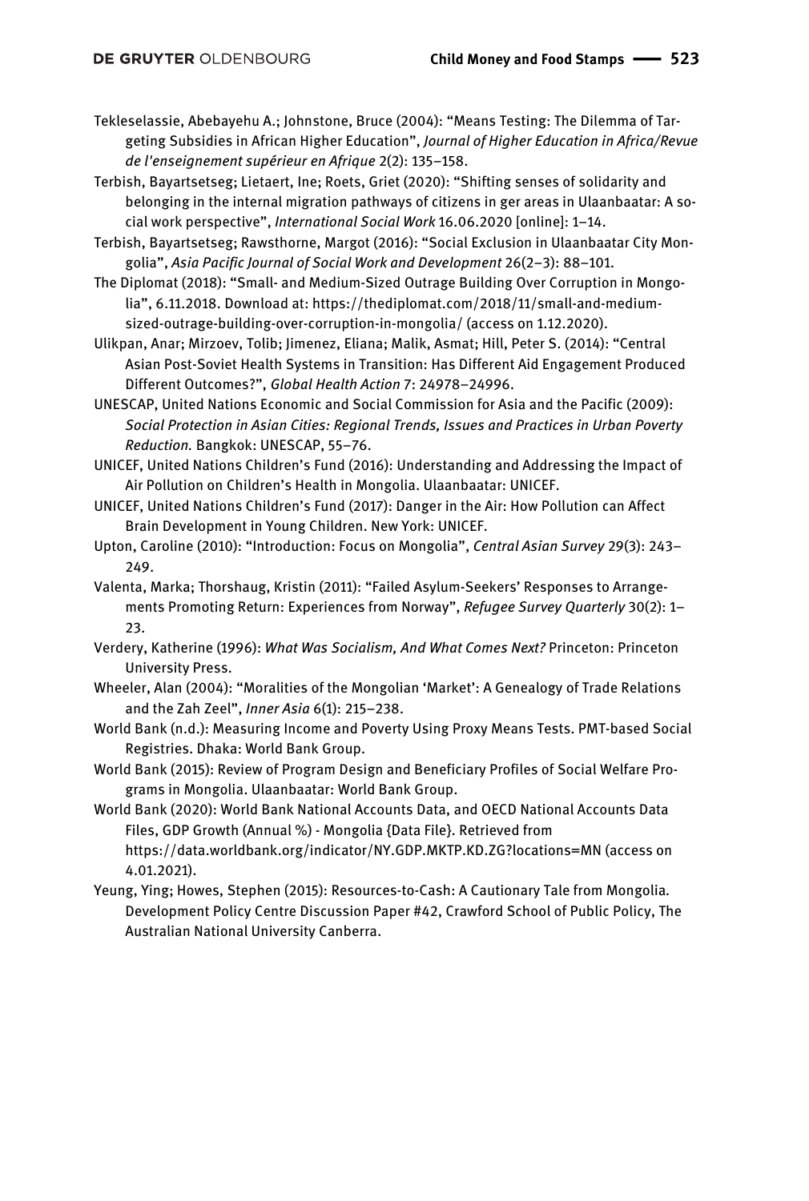Tekleselassie, Abebayehu A.; Johnstone, Bruce (2004): "Means Testing: The Dilemma of Targeting Subsidies in African Higher Education", *Journal of Higher Education in Africa/Revue de l'enseignement supérieur en Afrique* 2(2): 135–158.

Terbish, Bayartsetseg; Lietaert, Ine; Roets, Griet (2020): "Shifting senses of solidarity and belonging in the internal migration pathways of citizens in ger areas in Ulaanbaatar: A social work perspective", *International Social Work* 16.06.2020 [online]: 1–14.

Terbish, Bayartsetseg; Rawsthorne, Margot (2016): "Social Exclusion in Ulaanbaatar City Mongolia", *Asia Pacific Journal of Social Work and Development* 26(2–3): 88–101.

The Diplomat (2018): "Small- and Medium-Sized Outrage Building Over Corruption in Mongolia", 6.11.2018. Download at: https://thediplomat.com/2018/11/small-and-medium-sized-outrage-building-over-corruption-in-mongolia/ (access on 1.12.2020).

Ulikpan, Anar; Mirzoev, Tolib; Jimenez, Eliana; Malik, Asmat; Hill, Peter S. (2014): "Central Asian Post-Soviet Health Systems in Transition: Has Different Aid Engagement Produced Different Outcomes?", *Global Health Action* 7: 24978–24996.

UNESCAP, United Nations Economic and Social Commission for Asia and the Pacific (2009): *Social Protection in Asian Cities: Regional Trends, Issues and Practices in Urban Poverty Reduction.* Bangkok: UNESCAP, 55–76.

UNICEF, United Nations Children's Fund (2016): Understanding and Addressing the Impact of Air Pollution on Children's Health in Mongolia. Ulaanbaatar: UNICEF.

UNICEF, United Nations Children's Fund (2017): Danger in the Air: How Pollution can Affect Brain Development in Young Children. New York: UNICEF.

Upton, Caroline (2010): "Introduction: Focus on Mongolia", *Central Asian Survey* 29(3): 243–249.

Valenta, Marka; Thorshaug, Kristin (2011): "Failed Asylum-Seekers' Responses to Arrangements Promoting Return: Experiences from Norway", *Refugee Survey Quarterly* 30(2): 1–23.

Verdery, Katherine (1996): *What Was Socialism, And What Comes Next?* Princeton: Princeton University Press.

Wheeler, Alan (2004): "Moralities of the Mongolian 'Market': A Genealogy of Trade Relations and the Zah Zeel", *Inner Asia* 6(1): 215–238.

World Bank (n.d.): Measuring Income and Poverty Using Proxy Means Tests. PMT-based Social Registries. Dhaka: World Bank Group.

World Bank (2015): Review of Program Design and Beneficiary Profiles of Social Welfare Programs in Mongolia. Ulaanbaatar: World Bank Group.

World Bank (2020): World Bank National Accounts Data, and OECD National Accounts Data Files, GDP Growth (Annual %) - Mongolia {Data File}. Retrieved from https://data.worldbank.org/indicator/NY.GDP.MKTP.KD.ZG?locations=MN (access on 4.01.2021).

Yeung, Ying; Howes, Stephen (2015): Resources-to-Cash: A Cautionary Tale from Mongolia. Development Policy Centre Discussion Paper #42, Crawford School of Public Policy, The Australian National University Canberra.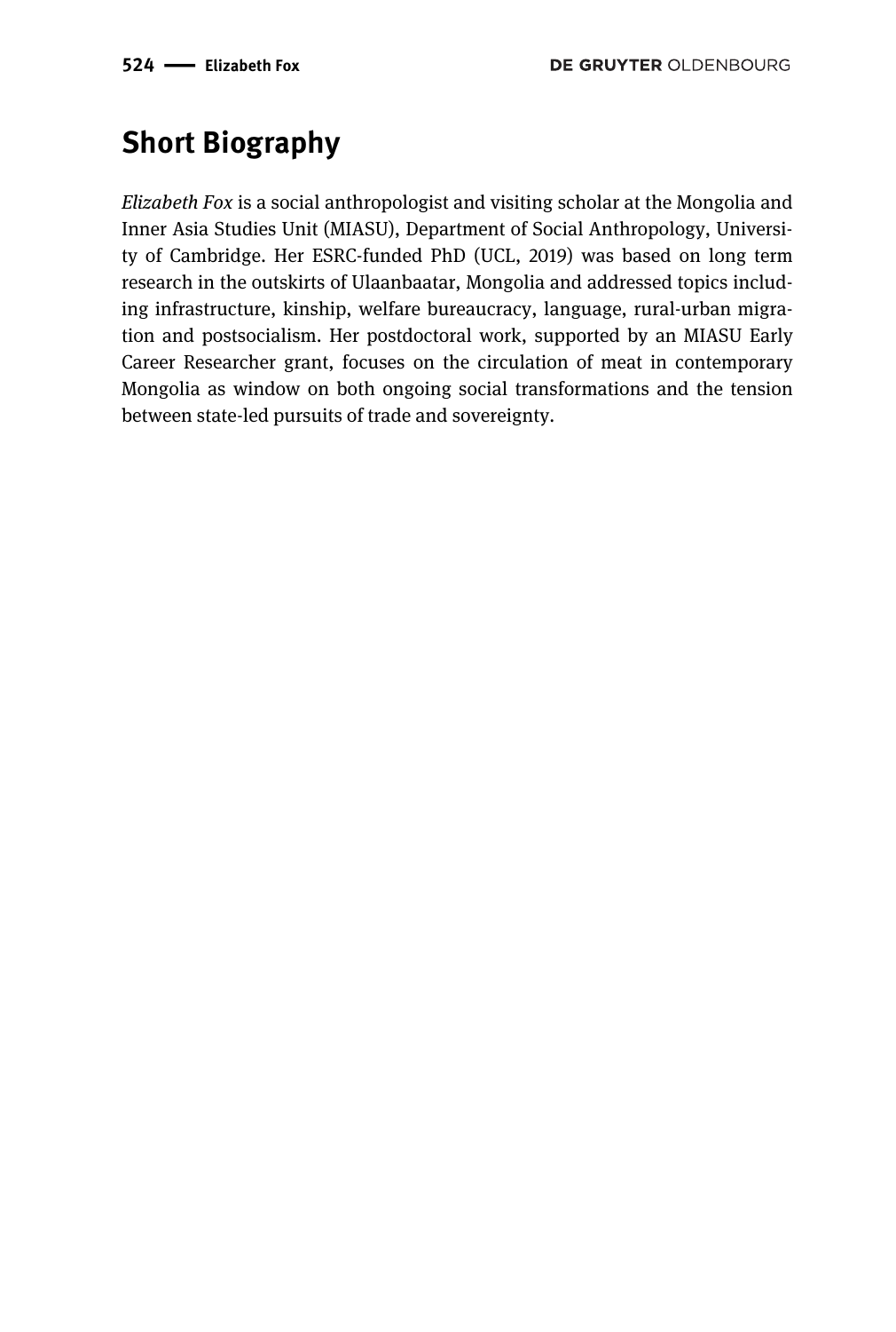## Short Biography

*Elizabeth Fox* is a social anthropologist and visiting scholar at the Mongolia and Inner Asia Studies Unit (MIASU), Department of Social Anthropology, University of Cambridge. Her ESRC-funded PhD (UCL, 2019) was based on long term research in the outskirts of Ulaanbaatar, Mongolia and addressed topics including infrastructure, kinship, welfare bureaucracy, language, rural-urban migration and postsocialism. Her postdoctoral work, supported by an MIASU Early Career Researcher grant, focuses on the circulation of meat in contemporary Mongolia as window on both ongoing social transformations and the tension between state-led pursuits of trade and sovereignty.